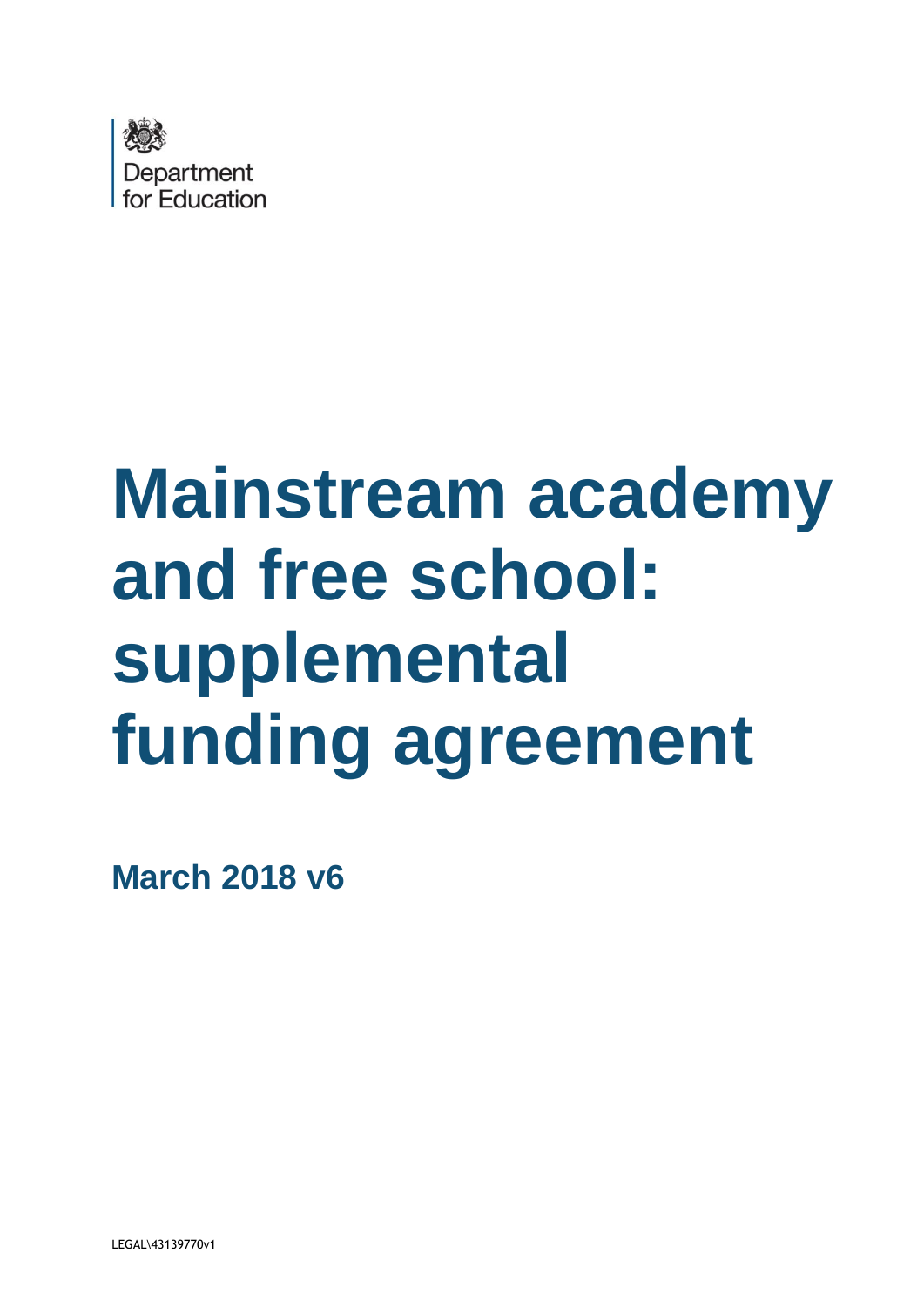Department for Education

# Mainstream academy and free school: supplemental funding agreement

**March 2018 v6**

LEGAL\43139770v1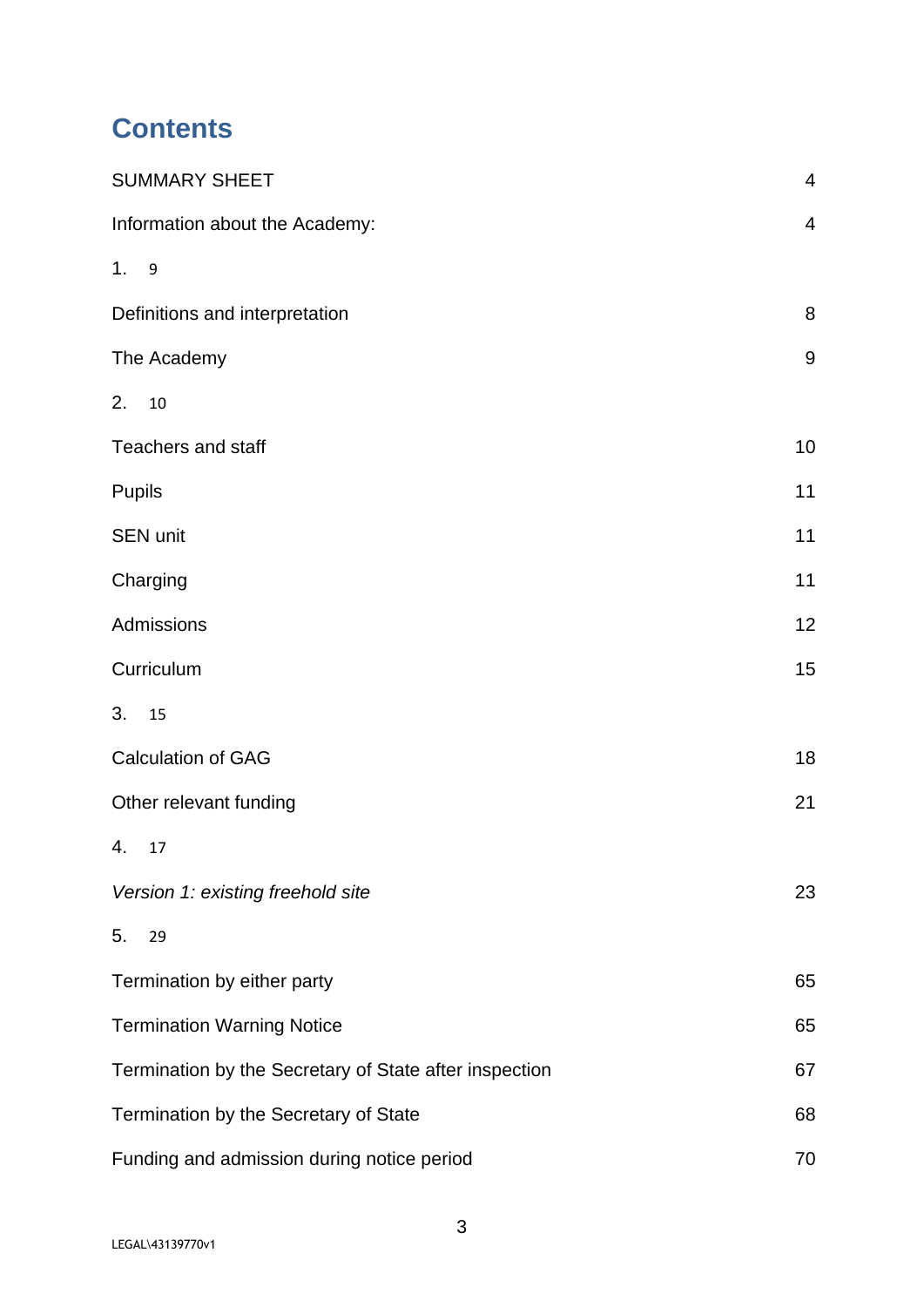# Contents

| | |
|---|---|
| SUMMARY SHEET | 4 |
| Information about the Academy: | 4 |
| 1. 9 | |
| Definitions and interpretation | 8 |
| The Academy | 9 |
| 2. 10 | |
| Teachers and staff | 10 |
| Pupils | 11 |
| SEN unit | 11 |
| Charging | 11 |
| Admissions | 12 |
| Curriculum | 15 |
| 3. 15 | |
| Calculation of GAG | 18 |
| Other relevant funding | 21 |
| 4. 17 | |
| *Version 1: existing freehold site* | 23 |
| 5. 29 | |
| Termination by either party | 65 |
| Termination Warning Notice | 65 |
| Termination by the Secretary of State after inspection | 67 |
| Termination by the Secretary of State | 68 |
| Funding and admission during notice period | 70 |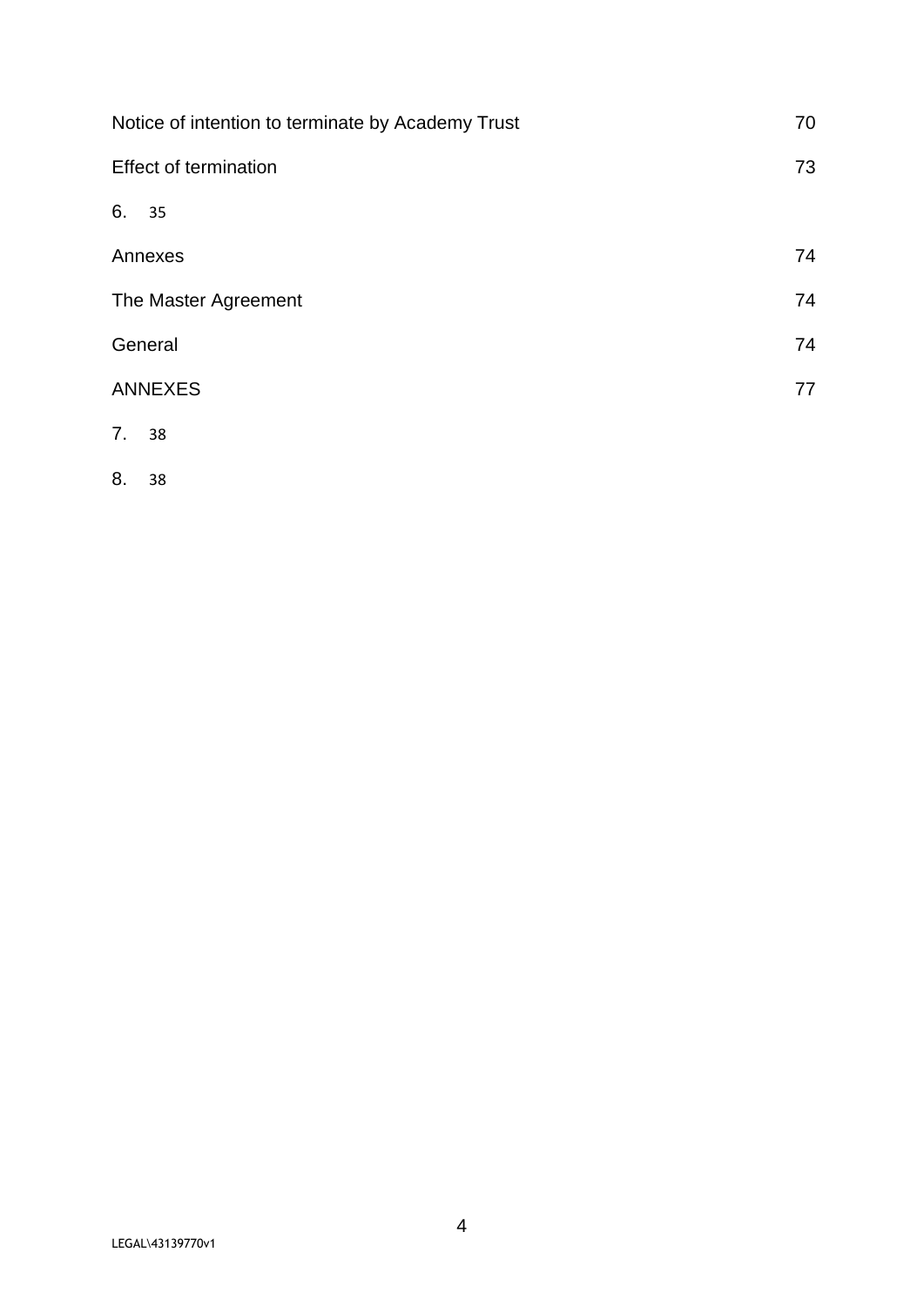| | |
|---|---|
| Notice of intention to terminate by Academy Trust | 70 |
| Effect of termination | 73 |
| 6. 35 | |
| Annexes | 74 |
| The Master Agreement | 74 |
| General | 74 |
| ANNEXES | 77 |
| 7. 38 | |
| 8. 38 | |

LEGAL\43139770v1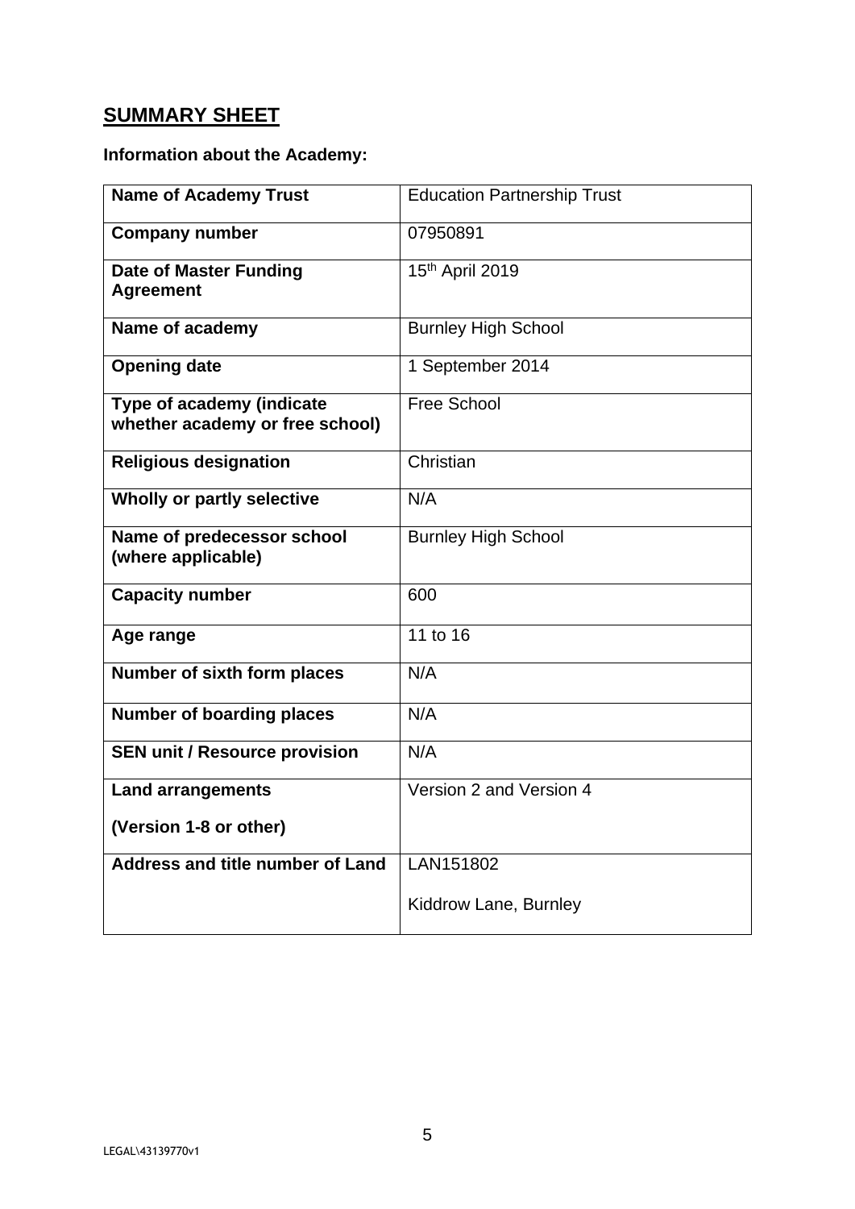## SUMMARY SHEET

**Information about the Academy:**

| | |
|---|---|
| **Name of Academy Trust** | Education Partnership Trust |
| **Company number** | 07950891 |
| **Date of Master Funding Agreement** | 15th April 2019 |
| **Name of academy** | Burnley High School |
| **Opening date** | 1 September 2014 |
| **Type of academy (indicate whether academy or free school)** | Free School |
| **Religious designation** | Christian |
| **Wholly or partly selective** | N/A |
| **Name of predecessor school (where applicable)** | Burnley High School |
| **Capacity number** | 600 |
| **Age range** | 11 to 16 |
| **Number of sixth form places** | N/A |
| **Number of boarding places** | N/A |
| **SEN unit / Resource provision** | N/A |
| **Land arrangements**<br><br>**(Version 1-8 or other)** | Version 2 and Version 4 |
| **Address and title number of Land** | LAN151802<br><br>Kiddrow Lane, Burnley |

LEGAL\43139770v1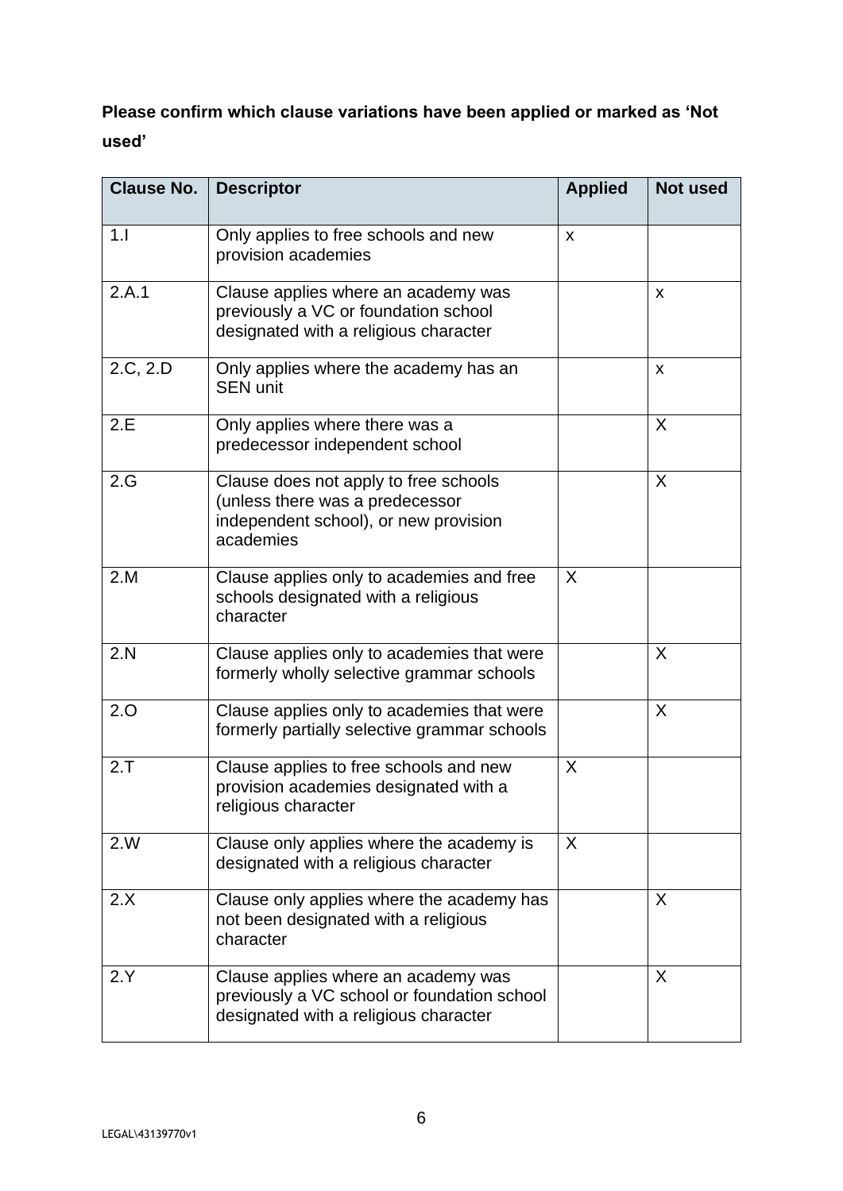**Please confirm which clause variations have been applied or marked as 'Not used'**

| Clause No. | Descriptor | Applied | Not used |
|---|---|---|---|
| 1.I | Only applies to free schools and new provision academies | x | |
| 2.A.1 | Clause applies where an academy was previously a VC or foundation school designated with a religious character | | x |
| 2.C, 2.D | Only applies where the academy has an SEN unit | | x |
| 2.E | Only applies where there was a predecessor independent school | | X |
| 2.G | Clause does not apply to free schools (unless there was a predecessor independent school), or new provision academies | | X |
| 2.M | Clause applies only to academies and free schools designated with a religious character | X | |
| 2.N | Clause applies only to academies that were formerly wholly selective grammar schools | | X |
| 2.O | Clause applies only to academies that were formerly partially selective grammar schools | | X |
| 2.T | Clause applies to free schools and new provision academies designated with a religious character | X | |
| 2.W | Clause only applies where the academy is designated with a religious character | X | |
| 2.X | Clause only applies where the academy has not been designated with a religious character | | X |
| 2.Y | Clause applies where an academy was previously a VC school or foundation school designated with a religious character | | X |

LEGAL\43139770v1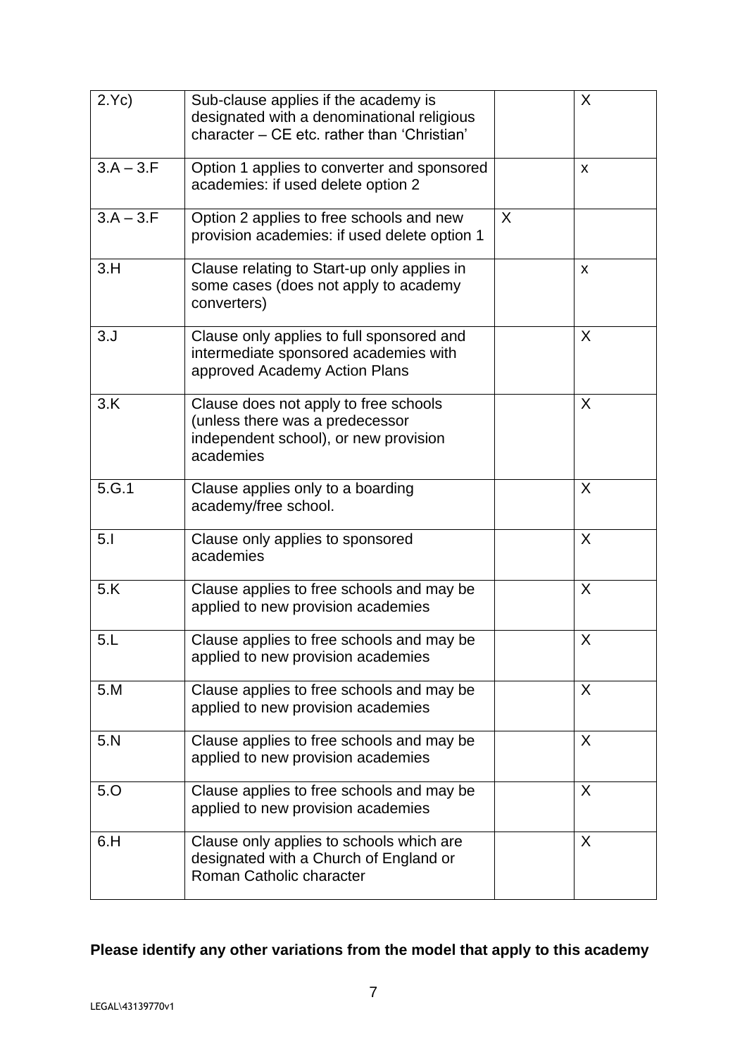| | | | |
|---|---|---|---|
| 2.Yc) | Sub-clause applies if the academy is designated with a denominational religious character – CE etc. rather than 'Christian' | | X |
| 3.A – 3.F | Option 1 applies to converter and sponsored academies: if used delete option 2 | | x |
| 3.A – 3.F | Option 2 applies to free schools and new provision academies: if used delete option 1 | X | |
| 3.H | Clause relating to Start-up only applies in some cases (does not apply to academy converters) | | x |
| 3.J | Clause only applies to full sponsored and intermediate sponsored academies with approved Academy Action Plans | | X |
| 3.K | Clause does not apply to free schools (unless there was a predecessor independent school), or new provision academies | | X |
| 5.G.1 | Clause applies only to a boarding academy/free school. | | X |
| 5.I | Clause only applies to sponsored academies | | X |
| 5.K | Clause applies to free schools and may be applied to new provision academies | | X |
| 5.L | Clause applies to free schools and may be applied to new provision academies | | X |
| 5.M | Clause applies to free schools and may be applied to new provision academies | | X |
| 5.N | Clause applies to free schools and may be applied to new provision academies | | X |
| 5.O | Clause applies to free schools and may be applied to new provision academies | | X |
| 6.H | Clause only applies to schools which are designated with a Church of England or Roman Catholic character | | X |

**Please identify any other variations from the model that apply to this academy**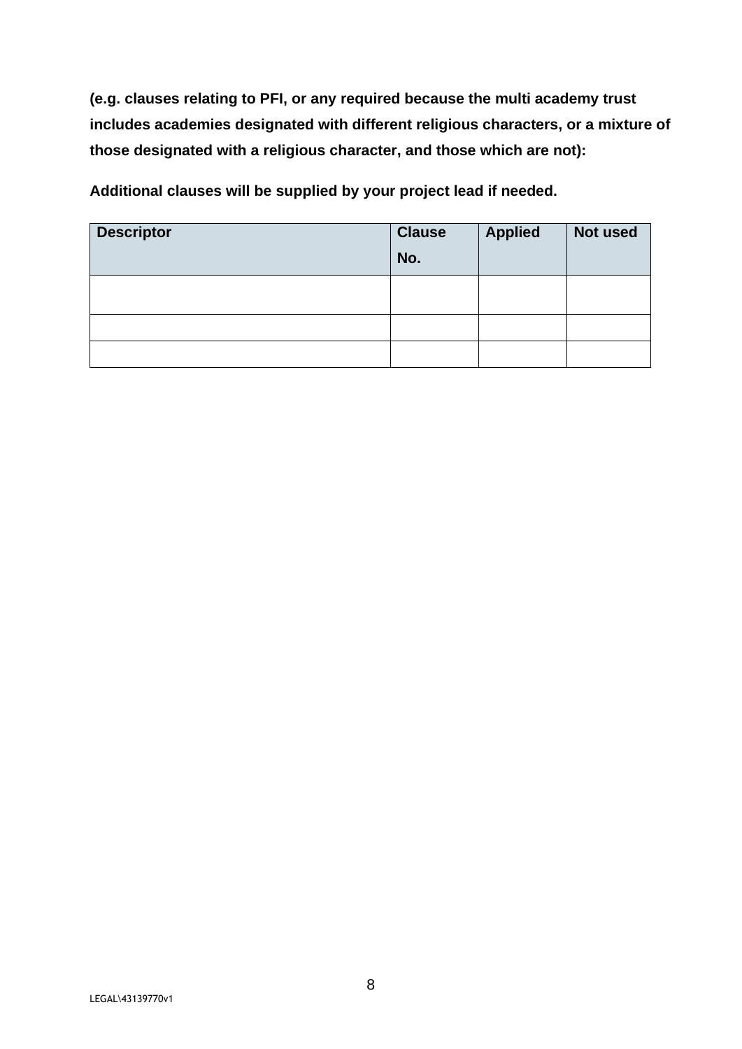**(e.g. clauses relating to PFI, or any required because the multi academy trust includes academies designated with different religious characters, or a mixture of those designated with a religious character, and those which are not):**

**Additional clauses will be supplied by your project lead if needed.**

| Descriptor | Clause No. | Applied | Not used |
|---|---|---|---|
| | | | |
| | | | |
| | | | |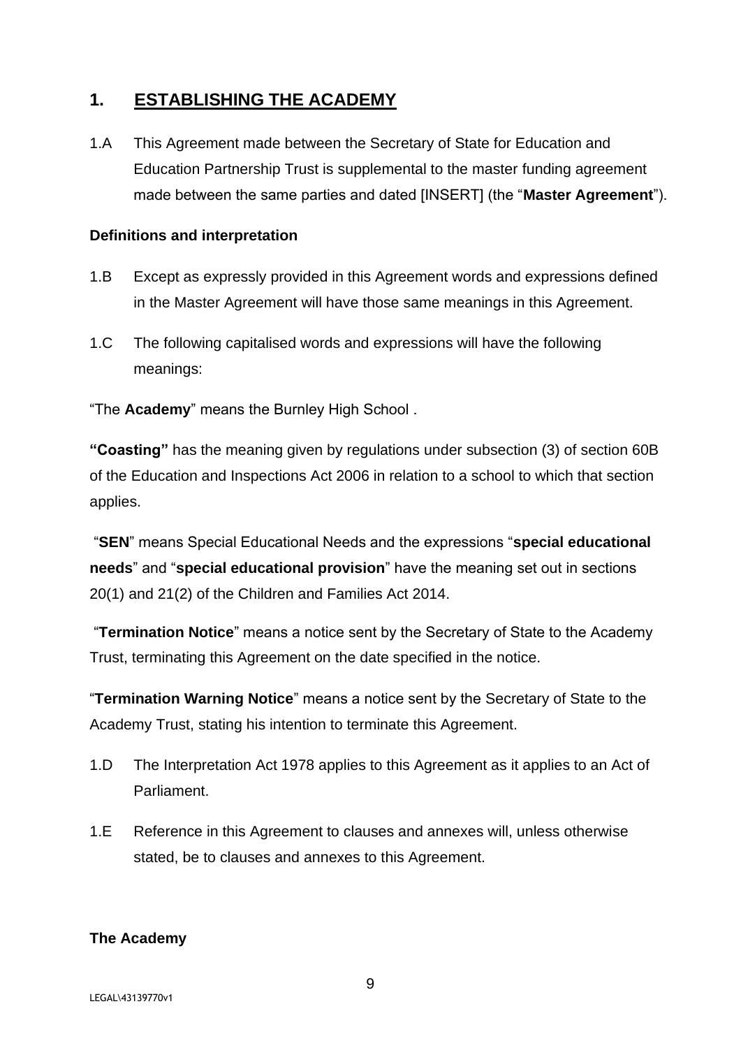## 1. ESTABLISHING THE ACADEMY

1.A This Agreement made between the Secretary of State for Education and Education Partnership Trust is supplemental to the master funding agreement made between the same parties and dated [INSERT] (the "**Master Agreement**").

**Definitions and interpretation**

1.B Except as expressly provided in this Agreement words and expressions defined in the Master Agreement will have those same meanings in this Agreement.

1.C The following capitalised words and expressions will have the following meanings:

"The **Academy**" means the Burnley High School .

**"Coasting"** has the meaning given by regulations under subsection (3) of section 60B of the Education and Inspections Act 2006 in relation to a school to which that section applies.

"**SEN**" means Special Educational Needs and the expressions "**special educational needs**" and "**special educational provision**" have the meaning set out in sections 20(1) and 21(2) of the Children and Families Act 2014.

"**Termination Notice**" means a notice sent by the Secretary of State to the Academy Trust, terminating this Agreement on the date specified in the notice.

"**Termination Warning Notice**" means a notice sent by the Secretary of State to the Academy Trust, stating his intention to terminate this Agreement.

1.D The Interpretation Act 1978 applies to this Agreement as it applies to an Act of Parliament.

1.E Reference in this Agreement to clauses and annexes will, unless otherwise stated, be to clauses and annexes to this Agreement.

**The Academy**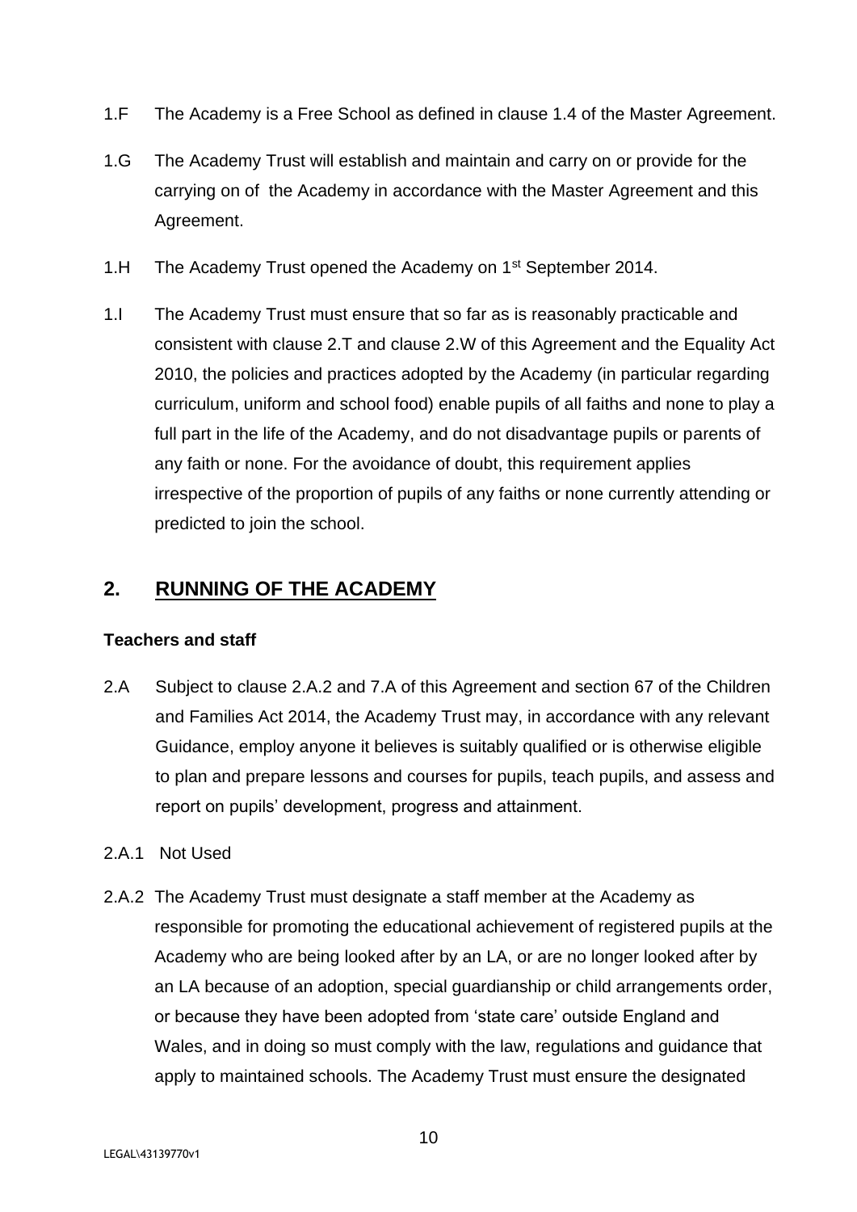1.F The Academy is a Free School as defined in clause 1.4 of the Master Agreement.

1.G The Academy Trust will establish and maintain and carry on or provide for the carrying on of the Academy in accordance with the Master Agreement and this Agreement.

1.H The Academy Trust opened the Academy on 1st September 2014.

1.I The Academy Trust must ensure that so far as is reasonably practicable and consistent with clause 2.T and clause 2.W of this Agreement and the Equality Act 2010, the policies and practices adopted by the Academy (in particular regarding curriculum, uniform and school food) enable pupils of all faiths and none to play a full part in the life of the Academy, and do not disadvantage pupils or parents of any faith or none. For the avoidance of doubt, this requirement applies irrespective of the proportion of pupils of any faiths or none currently attending or predicted to join the school.

## 2. RUNNING OF THE ACADEMY

**Teachers and staff**

2.A Subject to clause 2.A.2 and 7.A of this Agreement and section 67 of the Children and Families Act 2014, the Academy Trust may, in accordance with any relevant Guidance, employ anyone it believes is suitably qualified or is otherwise eligible to plan and prepare lessons and courses for pupils, teach pupils, and assess and report on pupils' development, progress and attainment.

2.A.1 Not Used

2.A.2 The Academy Trust must designate a staff member at the Academy as responsible for promoting the educational achievement of registered pupils at the Academy who are being looked after by an LA, or are no longer looked after by an LA because of an adoption, special guardianship or child arrangements order, or because they have been adopted from 'state care' outside England and Wales, and in doing so must comply with the law, regulations and guidance that apply to maintained schools. The Academy Trust must ensure the designated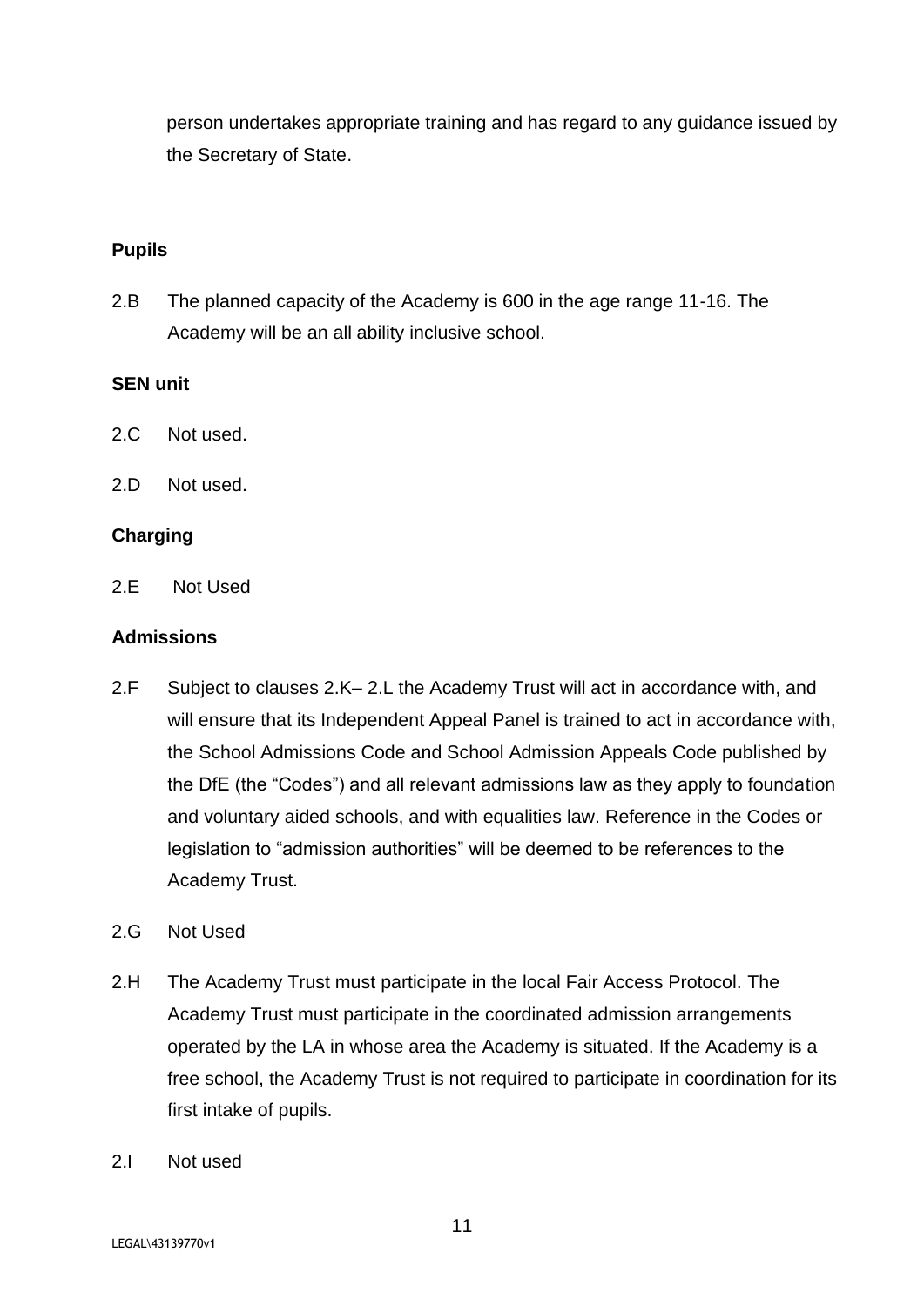person undertakes appropriate training and has regard to any guidance issued by the Secretary of State.

**Pupils**

2.B The planned capacity of the Academy is 600 in the age range 11-16. The Academy will be an all ability inclusive school.

**SEN unit**

2.C Not used.

2.D Not used.

**Charging**

2.E Not Used

**Admissions**

2.F Subject to clauses 2.K– 2.L the Academy Trust will act in accordance with, and will ensure that its Independent Appeal Panel is trained to act in accordance with, the School Admissions Code and School Admission Appeals Code published by the DfE (the "Codes") and all relevant admissions law as they apply to foundation and voluntary aided schools, and with equalities law. Reference in the Codes or legislation to "admission authorities" will be deemed to be references to the Academy Trust.

2.G Not Used

2.H The Academy Trust must participate in the local Fair Access Protocol. The Academy Trust must participate in the coordinated admission arrangements operated by the LA in whose area the Academy is situated. If the Academy is a free school, the Academy Trust is not required to participate in coordination for its first intake of pupils.

2.I Not used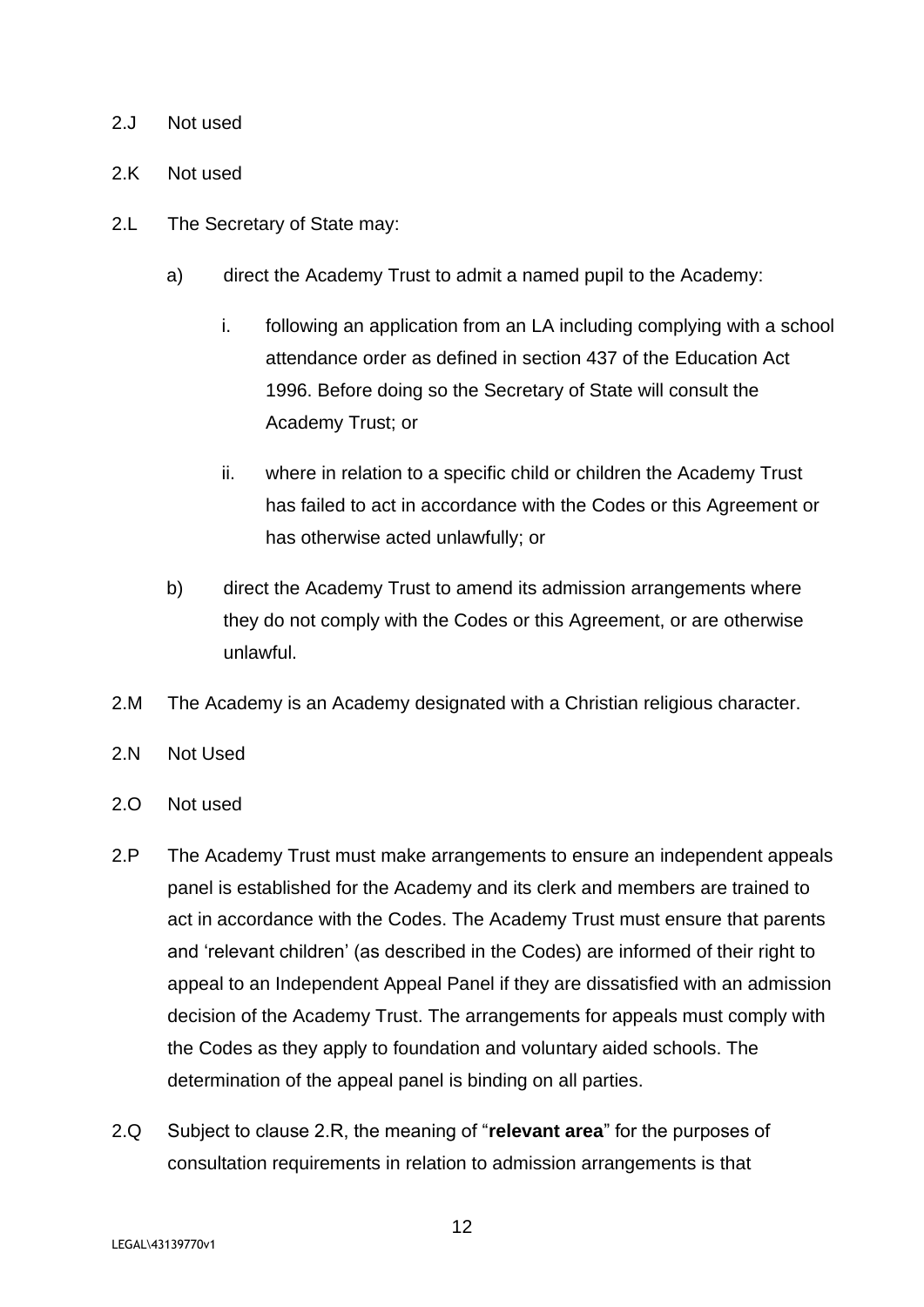2.J Not used

2.K Not used

2.L The Secretary of State may:

a) direct the Academy Trust to admit a named pupil to the Academy:

i. following an application from an LA including complying with a school attendance order as defined in section 437 of the Education Act 1996. Before doing so the Secretary of State will consult the Academy Trust; or

ii. where in relation to a specific child or children the Academy Trust has failed to act in accordance with the Codes or this Agreement or has otherwise acted unlawfully; or

b) direct the Academy Trust to amend its admission arrangements where they do not comply with the Codes or this Agreement, or are otherwise unlawful.

2.M The Academy is an Academy designated with a Christian religious character.

2.N Not Used

2.O Not used

2.P The Academy Trust must make arrangements to ensure an independent appeals panel is established for the Academy and its clerk and members are trained to act in accordance with the Codes. The Academy Trust must ensure that parents and 'relevant children' (as described in the Codes) are informed of their right to appeal to an Independent Appeal Panel if they are dissatisfied with an admission decision of the Academy Trust. The arrangements for appeals must comply with the Codes as they apply to foundation and voluntary aided schools. The determination of the appeal panel is binding on all parties.

2.Q Subject to clause 2.R, the meaning of "**relevant area**" for the purposes of consultation requirements in relation to admission arrangements is that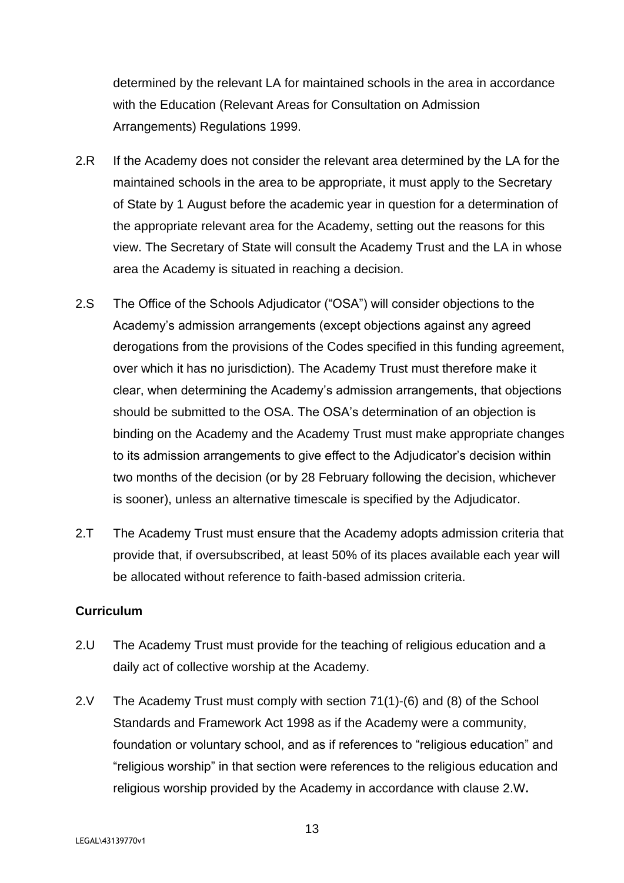determined by the relevant LA for maintained schools in the area in accordance with the Education (Relevant Areas for Consultation on Admission Arrangements) Regulations 1999.

2.R If the Academy does not consider the relevant area determined by the LA for the maintained schools in the area to be appropriate, it must apply to the Secretary of State by 1 August before the academic year in question for a determination of the appropriate relevant area for the Academy, setting out the reasons for this view. The Secretary of State will consult the Academy Trust and the LA in whose area the Academy is situated in reaching a decision.

2.S The Office of the Schools Adjudicator ("OSA") will consider objections to the Academy's admission arrangements (except objections against any agreed derogations from the provisions of the Codes specified in this funding agreement, over which it has no jurisdiction). The Academy Trust must therefore make it clear, when determining the Academy's admission arrangements, that objections should be submitted to the OSA. The OSA's determination of an objection is binding on the Academy and the Academy Trust must make appropriate changes to its admission arrangements to give effect to the Adjudicator's decision within two months of the decision (or by 28 February following the decision, whichever is sooner), unless an alternative timescale is specified by the Adjudicator.

2.T The Academy Trust must ensure that the Academy adopts admission criteria that provide that, if oversubscribed, at least 50% of its places available each year will be allocated without reference to faith-based admission criteria.

**Curriculum**

2.U The Academy Trust must provide for the teaching of religious education and a daily act of collective worship at the Academy.

2.V The Academy Trust must comply with section 71(1)-(6) and (8) of the School Standards and Framework Act 1998 as if the Academy were a community, foundation or voluntary school, and as if references to "religious education" and "religious worship" in that section were references to the religious education and religious worship provided by the Academy in accordance with clause 2.W*.*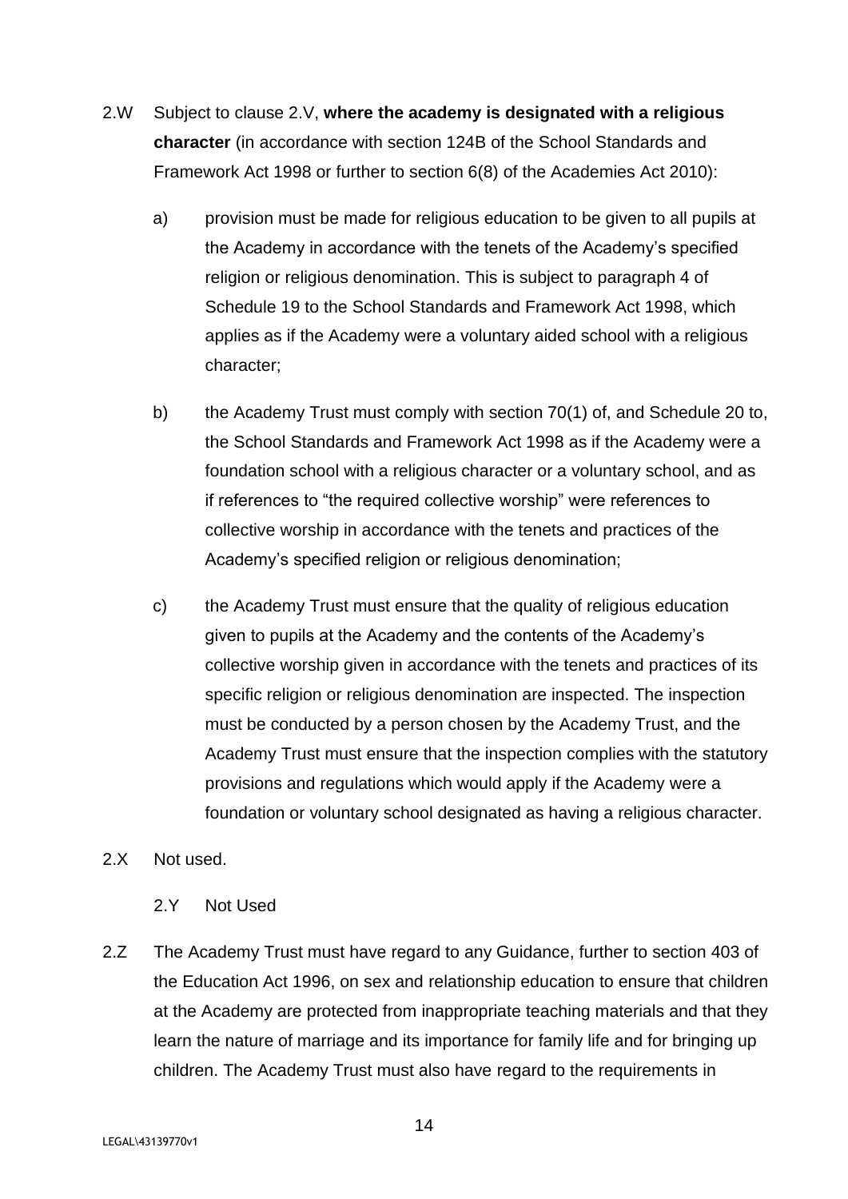2.W Subject to clause 2.V, **where the academy is designated with a religious character** (in accordance with section 124B of the School Standards and Framework Act 1998 or further to section 6(8) of the Academies Act 2010):

a) provision must be made for religious education to be given to all pupils at the Academy in accordance with the tenets of the Academy's specified religion or religious denomination. This is subject to paragraph 4 of Schedule 19 to the School Standards and Framework Act 1998, which applies as if the Academy were a voluntary aided school with a religious character;

b) the Academy Trust must comply with section 70(1) of, and Schedule 20 to, the School Standards and Framework Act 1998 as if the Academy were a foundation school with a religious character or a voluntary school, and as if references to "the required collective worship" were references to collective worship in accordance with the tenets and practices of the Academy's specified religion or religious denomination;

c) the Academy Trust must ensure that the quality of religious education given to pupils at the Academy and the contents of the Academy's collective worship given in accordance with the tenets and practices of its specific religion or religious denomination are inspected. The inspection must be conducted by a person chosen by the Academy Trust, and the Academy Trust must ensure that the inspection complies with the statutory provisions and regulations which would apply if the Academy were a foundation or voluntary school designated as having a religious character.

2.X Not used.

2.Y Not Used

2.Z The Academy Trust must have regard to any Guidance, further to section 403 of the Education Act 1996, on sex and relationship education to ensure that children at the Academy are protected from inappropriate teaching materials and that they learn the nature of marriage and its importance for family life and for bringing up children. The Academy Trust must also have regard to the requirements in

LEGAL\43139770v1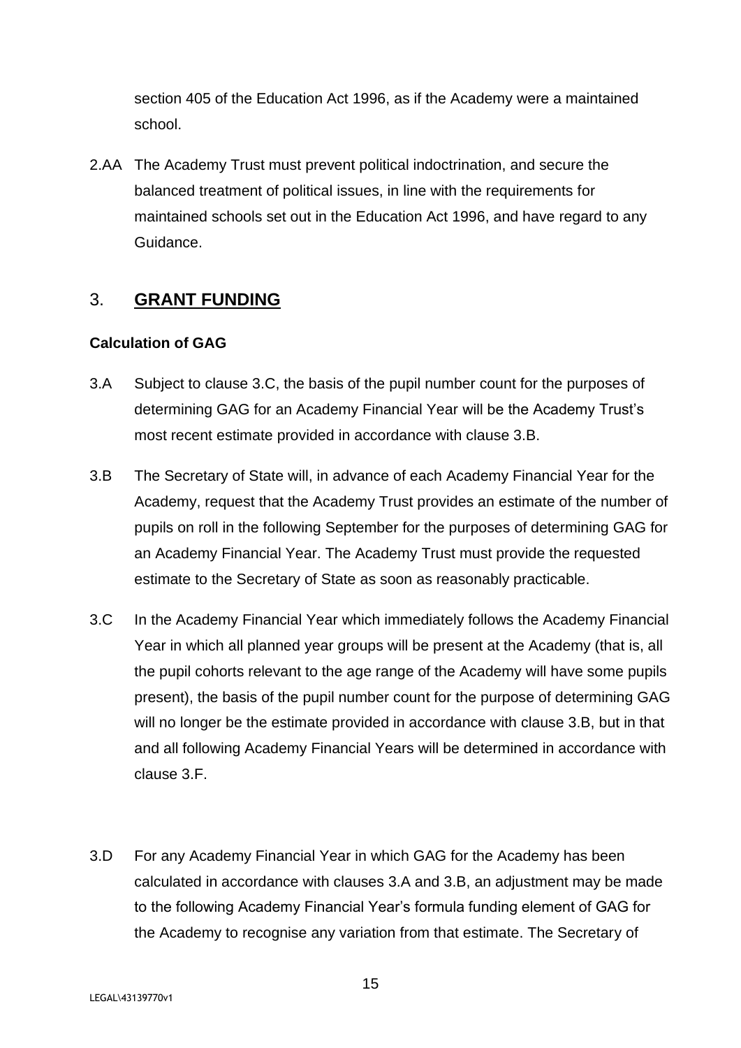section 405 of the Education Act 1996, as if the Academy were a maintained school.

2.AA The Academy Trust must prevent political indoctrination, and secure the balanced treatment of political issues, in line with the requirements for maintained schools set out in the Education Act 1996, and have regard to any Guidance.

## 3. GRANT FUNDING

**Calculation of GAG**

3.A Subject to clause 3.C, the basis of the pupil number count for the purposes of determining GAG for an Academy Financial Year will be the Academy Trust's most recent estimate provided in accordance with clause 3.B.

3.B The Secretary of State will, in advance of each Academy Financial Year for the Academy, request that the Academy Trust provides an estimate of the number of pupils on roll in the following September for the purposes of determining GAG for an Academy Financial Year. The Academy Trust must provide the requested estimate to the Secretary of State as soon as reasonably practicable.

3.C In the Academy Financial Year which immediately follows the Academy Financial Year in which all planned year groups will be present at the Academy (that is, all the pupil cohorts relevant to the age range of the Academy will have some pupils present), the basis of the pupil number count for the purpose of determining GAG will no longer be the estimate provided in accordance with clause 3.B, but in that and all following Academy Financial Years will be determined in accordance with clause 3.F.

3.D For any Academy Financial Year in which GAG for the Academy has been calculated in accordance with clauses 3.A and 3.B, an adjustment may be made to the following Academy Financial Year's formula funding element of GAG for the Academy to recognise any variation from that estimate. The Secretary of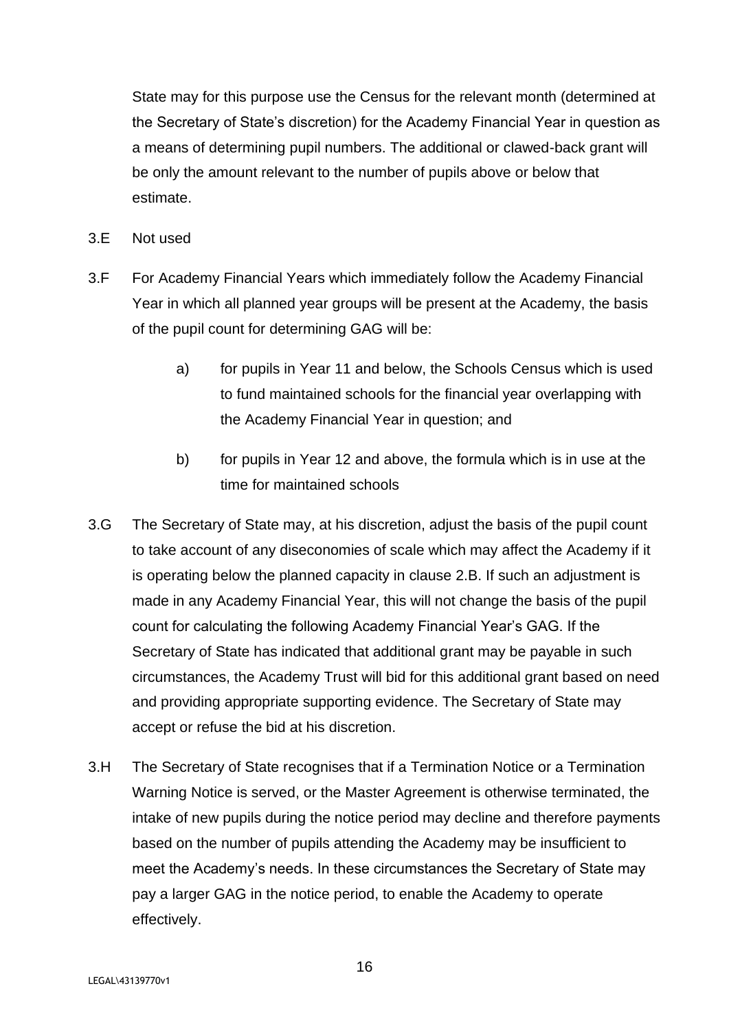State may for this purpose use the Census for the relevant month (determined at the Secretary of State's discretion) for the Academy Financial Year in question as a means of determining pupil numbers. The additional or clawed-back grant will be only the amount relevant to the number of pupils above or below that estimate.

3.E Not used

3.F For Academy Financial Years which immediately follow the Academy Financial Year in which all planned year groups will be present at the Academy, the basis of the pupil count for determining GAG will be:

   a) for pupils in Year 11 and below, the Schools Census which is used to fund maintained schools for the financial year overlapping with the Academy Financial Year in question; and

   b) for pupils in Year 12 and above, the formula which is in use at the time for maintained schools

3.G The Secretary of State may, at his discretion, adjust the basis of the pupil count to take account of any diseconomies of scale which may affect the Academy if it is operating below the planned capacity in clause 2.B. If such an adjustment is made in any Academy Financial Year, this will not change the basis of the pupil count for calculating the following Academy Financial Year's GAG. If the Secretary of State has indicated that additional grant may be payable in such circumstances, the Academy Trust will bid for this additional grant based on need and providing appropriate supporting evidence. The Secretary of State may accept or refuse the bid at his discretion.

3.H The Secretary of State recognises that if a Termination Notice or a Termination Warning Notice is served, or the Master Agreement is otherwise terminated, the intake of new pupils during the notice period may decline and therefore payments based on the number of pupils attending the Academy may be insufficient to meet the Academy's needs. In these circumstances the Secretary of State may pay a larger GAG in the notice period, to enable the Academy to operate effectively.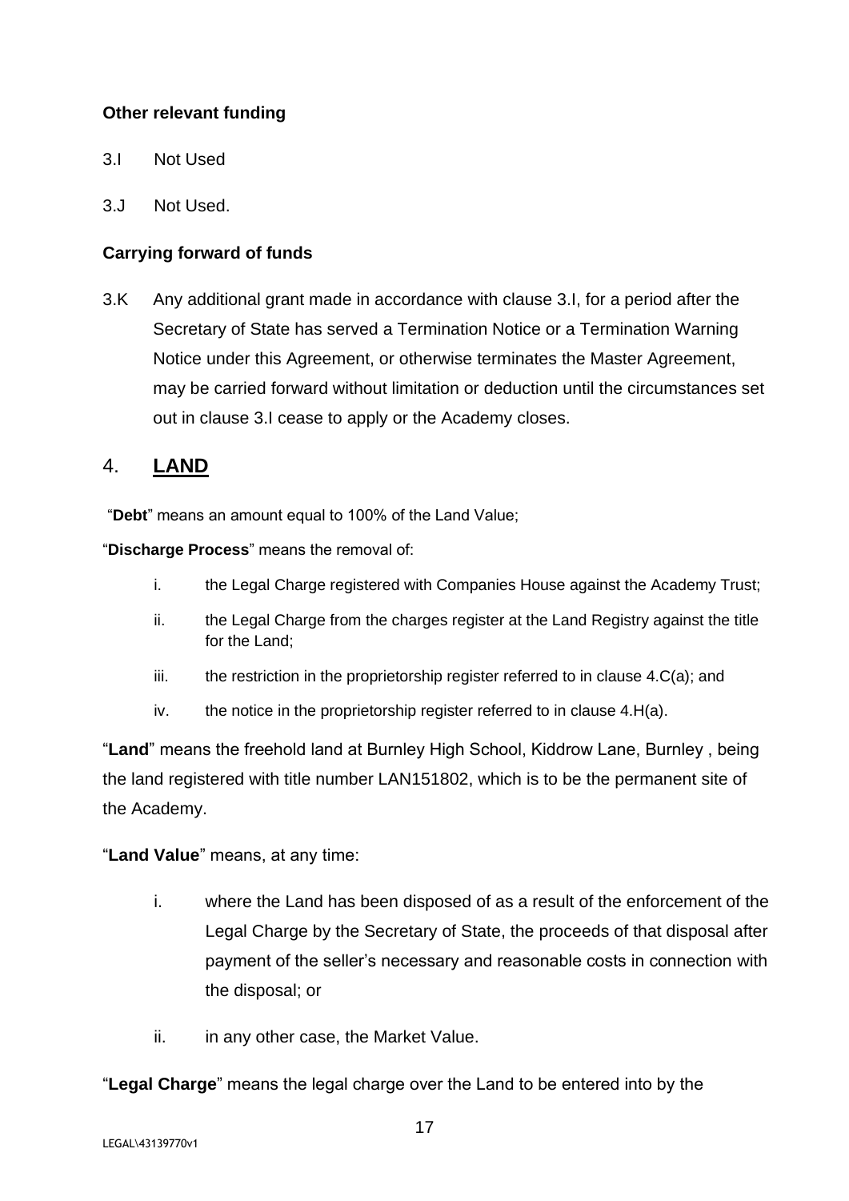**Other relevant funding**

3.I Not Used

3.J Not Used.

**Carrying forward of funds**

3.K Any additional grant made in accordance with clause 3.I, for a period after the Secretary of State has served a Termination Notice or a Termination Warning Notice under this Agreement, or otherwise terminates the Master Agreement, may be carried forward without limitation or deduction until the circumstances set out in clause 3.I cease to apply or the Academy closes.

## 4. LAND

"**Debt**" means an amount equal to 100% of the Land Value;

"**Discharge Process**" means the removal of:

i. the Legal Charge registered with Companies House against the Academy Trust;

ii. the Legal Charge from the charges register at the Land Registry against the title for the Land;

iii. the restriction in the proprietorship register referred to in clause 4.C(a); and

iv. the notice in the proprietorship register referred to in clause 4.H(a).

"**Land**" means the freehold land at Burnley High School, Kiddrow Lane, Burnley , being the land registered with title number LAN151802, which is to be the permanent site of the Academy.

"**Land Value**" means, at any time:

i. where the Land has been disposed of as a result of the enforcement of the Legal Charge by the Secretary of State, the proceeds of that disposal after payment of the seller's necessary and reasonable costs in connection with the disposal; or

ii. in any other case, the Market Value.

"**Legal Charge**" means the legal charge over the Land to be entered into by the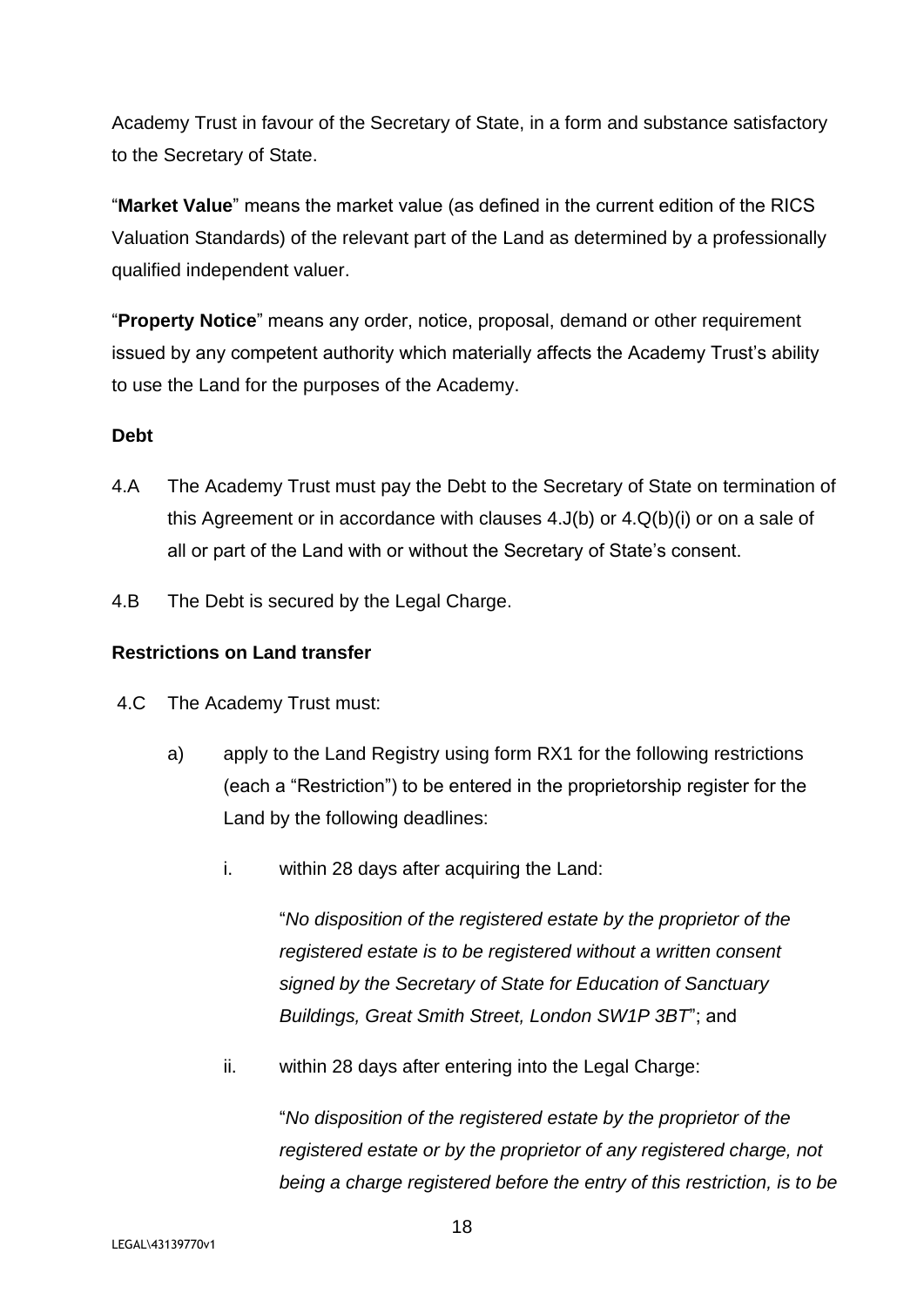Academy Trust in favour of the Secretary of State, in a form and substance satisfactory to the Secretary of State.

"**Market Value**" means the market value (as defined in the current edition of the RICS Valuation Standards) of the relevant part of the Land as determined by a professionally qualified independent valuer.

"**Property Notice**" means any order, notice, proposal, demand or other requirement issued by any competent authority which materially affects the Academy Trust's ability to use the Land for the purposes of the Academy.

**Debt**

4.A The Academy Trust must pay the Debt to the Secretary of State on termination of this Agreement or in accordance with clauses 4.J(b) or 4.Q(b)(i) or on a sale of all or part of the Land with or without the Secretary of State's consent.

4.B The Debt is secured by the Legal Charge.

**Restrictions on Land transfer**

4.C The Academy Trust must:

a) apply to the Land Registry using form RX1 for the following restrictions (each a "Restriction") to be entered in the proprietorship register for the Land by the following deadlines:

   i. within 28 days after acquiring the Land:

      "*No disposition of the registered estate by the proprietor of the registered estate is to be registered without a written consent signed by the Secretary of State for Education of Sanctuary Buildings, Great Smith Street, London SW1P 3BT*"; and

   ii. within 28 days after entering into the Legal Charge:

      "*No disposition of the registered estate by the proprietor of the registered estate or by the proprietor of any registered charge, not being a charge registered before the entry of this restriction, is to be*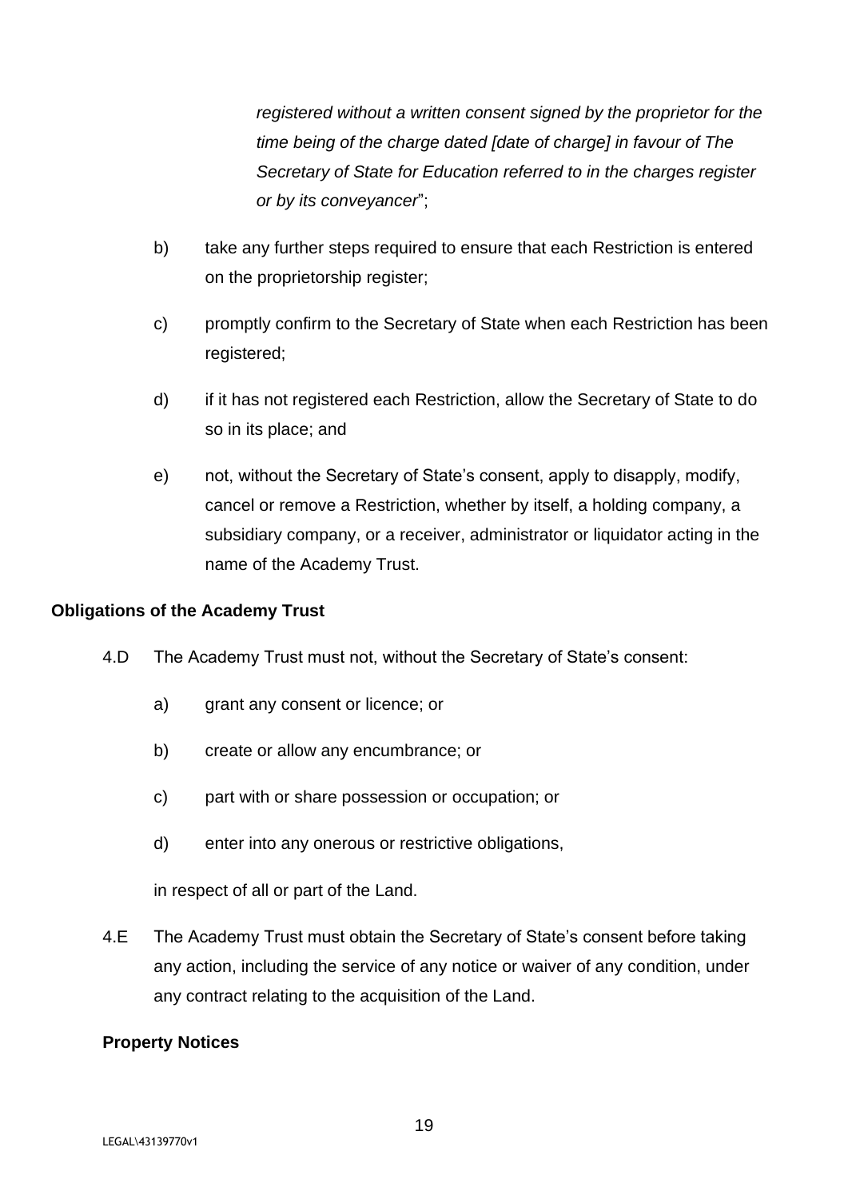*registered without a written consent signed by the proprietor for the time being of the charge dated [date of charge] in favour of The Secretary of State for Education referred to in the charges register or by its conveyancer*";

b) take any further steps required to ensure that each Restriction is entered on the proprietorship register;

c) promptly confirm to the Secretary of State when each Restriction has been registered;

d) if it has not registered each Restriction, allow the Secretary of State to do so in its place; and

e) not, without the Secretary of State's consent, apply to disapply, modify, cancel or remove a Restriction, whether by itself, a holding company, a subsidiary company, or a receiver, administrator or liquidator acting in the name of the Academy Trust.

**Obligations of the Academy Trust**

4.D The Academy Trust must not, without the Secretary of State's consent:

a) grant any consent or licence; or

b) create or allow any encumbrance; or

c) part with or share possession or occupation; or

d) enter into any onerous or restrictive obligations,

in respect of all or part of the Land.

4.E The Academy Trust must obtain the Secretary of State's consent before taking any action, including the service of any notice or waiver of any condition, under any contract relating to the acquisition of the Land.

**Property Notices**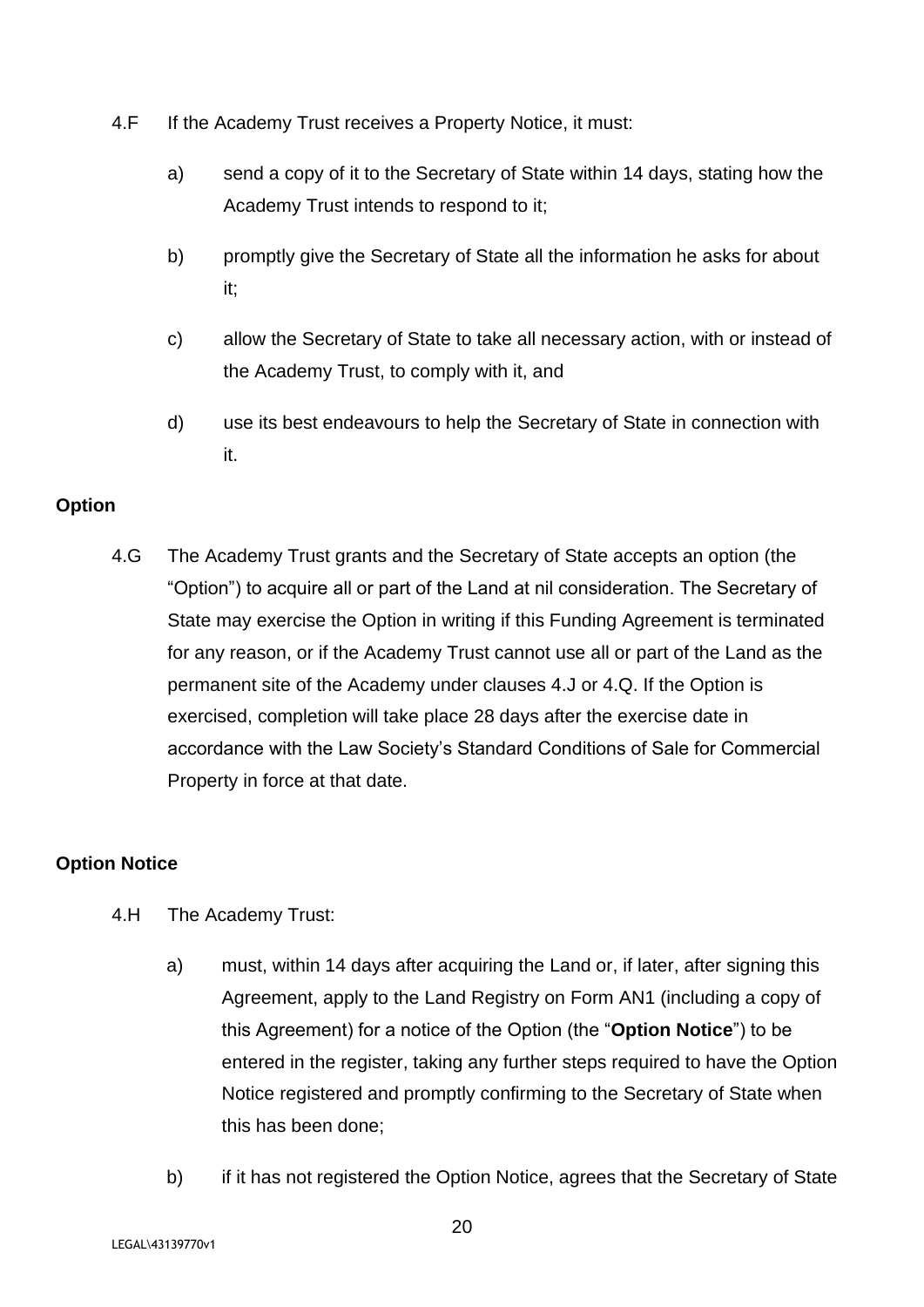4.F If the Academy Trust receives a Property Notice, it must:

a) send a copy of it to the Secretary of State within 14 days, stating how the Academy Trust intends to respond to it;

b) promptly give the Secretary of State all the information he asks for about it;

c) allow the Secretary of State to take all necessary action, with or instead of the Academy Trust, to comply with it, and

d) use its best endeavours to help the Secretary of State in connection with it.

**Option**

4.G The Academy Trust grants and the Secretary of State accepts an option (the "Option") to acquire all or part of the Land at nil consideration. The Secretary of State may exercise the Option in writing if this Funding Agreement is terminated for any reason, or if the Academy Trust cannot use all or part of the Land as the permanent site of the Academy under clauses 4.J or 4.Q. If the Option is exercised, completion will take place 28 days after the exercise date in accordance with the Law Society's Standard Conditions of Sale for Commercial Property in force at that date.

**Option Notice**

4.H The Academy Trust:

a) must, within 14 days after acquiring the Land or, if later, after signing this Agreement, apply to the Land Registry on Form AN1 (including a copy of this Agreement) for a notice of the Option (the "**Option Notice**") to be entered in the register, taking any further steps required to have the Option Notice registered and promptly confirming to the Secretary of State when this has been done;

b) if it has not registered the Option Notice, agrees that the Secretary of State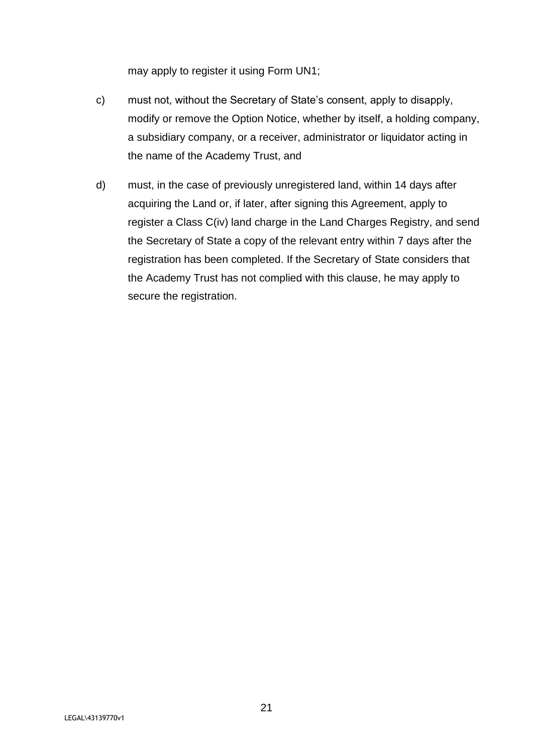may apply to register it using Form UN1;

c) must not, without the Secretary of State's consent, apply to disapply, modify or remove the Option Notice, whether by itself, a holding company, a subsidiary company, or a receiver, administrator or liquidator acting in the name of the Academy Trust, and

d) must, in the case of previously unregistered land, within 14 days after acquiring the Land or, if later, after signing this Agreement, apply to register a Class C(iv) land charge in the Land Charges Registry, and send the Secretary of State a copy of the relevant entry within 7 days after the registration has been completed. If the Secretary of State considers that the Academy Trust has not complied with this clause, he may apply to secure the registration.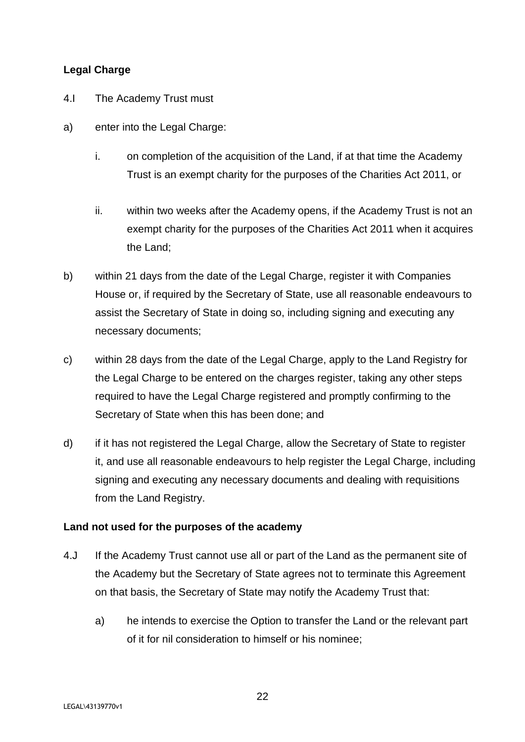**Legal Charge**

4.I The Academy Trust must

a) enter into the Legal Charge:

   i. on completion of the acquisition of the Land, if at that time the Academy Trust is an exempt charity for the purposes of the Charities Act 2011, or

   ii. within two weeks after the Academy opens, if the Academy Trust is not an exempt charity for the purposes of the Charities Act 2011 when it acquires the Land;

b) within 21 days from the date of the Legal Charge, register it with Companies House or, if required by the Secretary of State, use all reasonable endeavours to assist the Secretary of State in doing so, including signing and executing any necessary documents;

c) within 28 days from the date of the Legal Charge, apply to the Land Registry for the Legal Charge to be entered on the charges register, taking any other steps required to have the Legal Charge registered and promptly confirming to the Secretary of State when this has been done; and

d) if it has not registered the Legal Charge, allow the Secretary of State to register it, and use all reasonable endeavours to help register the Legal Charge, including signing and executing any necessary documents and dealing with requisitions from the Land Registry.

**Land not used for the purposes of the academy**

4.J If the Academy Trust cannot use all or part of the Land as the permanent site of the Academy but the Secretary of State agrees not to terminate this Agreement on that basis, the Secretary of State may notify the Academy Trust that:

   a) he intends to exercise the Option to transfer the Land or the relevant part of it for nil consideration to himself or his nominee;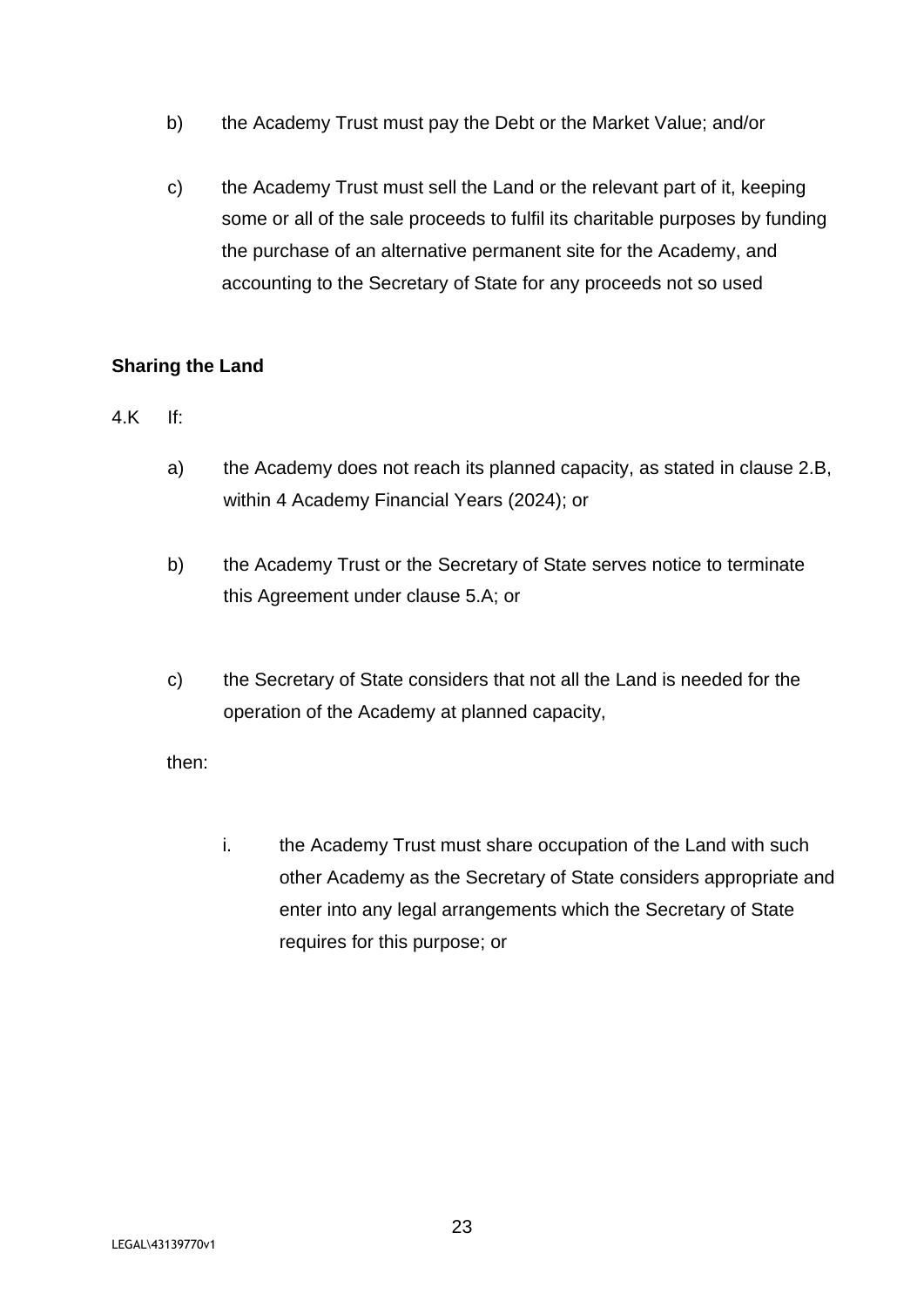b) the Academy Trust must pay the Debt or the Market Value; and/or

c) the Academy Trust must sell the Land or the relevant part of it, keeping some or all of the sale proceeds to fulfil its charitable purposes by funding the purchase of an alternative permanent site for the Academy, and accounting to the Secretary of State for any proceeds not so used

**Sharing the Land**

4.K If:

a) the Academy does not reach its planned capacity, as stated in clause 2.B, within 4 Academy Financial Years (2024); or

b) the Academy Trust or the Secretary of State serves notice to terminate this Agreement under clause 5.A; or

c) the Secretary of State considers that not all the Land is needed for the operation of the Academy at planned capacity,

then:

i. the Academy Trust must share occupation of the Land with such other Academy as the Secretary of State considers appropriate and enter into any legal arrangements which the Secretary of State requires for this purpose; or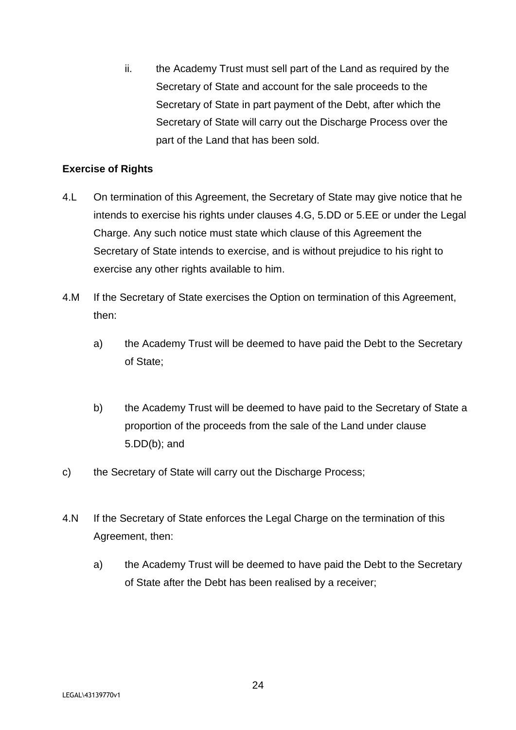ii. the Academy Trust must sell part of the Land as required by the Secretary of State and account for the sale proceeds to the Secretary of State in part payment of the Debt, after which the Secretary of State will carry out the Discharge Process over the part of the Land that has been sold.

**Exercise of Rights**

4.L On termination of this Agreement, the Secretary of State may give notice that he intends to exercise his rights under clauses 4.G, 5.DD or 5.EE or under the Legal Charge. Any such notice must state which clause of this Agreement the Secretary of State intends to exercise, and is without prejudice to his right to exercise any other rights available to him.

4.M If the Secretary of State exercises the Option on termination of this Agreement, then:

a) the Academy Trust will be deemed to have paid the Debt to the Secretary of State;

b) the Academy Trust will be deemed to have paid to the Secretary of State a proportion of the proceeds from the sale of the Land under clause 5.DD(b); and

c) the Secretary of State will carry out the Discharge Process;

4.N If the Secretary of State enforces the Legal Charge on the termination of this Agreement, then:

a) the Academy Trust will be deemed to have paid the Debt to the Secretary of State after the Debt has been realised by a receiver;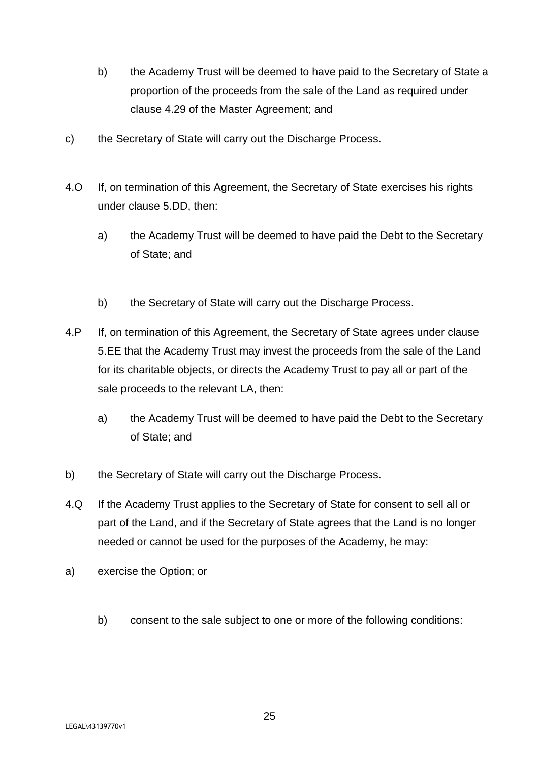b) the Academy Trust will be deemed to have paid to the Secretary of State a proportion of the proceeds from the sale of the Land as required under clause 4.29 of the Master Agreement; and

c) the Secretary of State will carry out the Discharge Process.

4.O If, on termination of this Agreement, the Secretary of State exercises his rights under clause 5.DD, then:

a) the Academy Trust will be deemed to have paid the Debt to the Secretary of State; and

b) the Secretary of State will carry out the Discharge Process.

4.P If, on termination of this Agreement, the Secretary of State agrees under clause 5.EE that the Academy Trust may invest the proceeds from the sale of the Land for its charitable objects, or directs the Academy Trust to pay all or part of the sale proceeds to the relevant LA, then:

a) the Academy Trust will be deemed to have paid the Debt to the Secretary of State; and

b) the Secretary of State will carry out the Discharge Process.

4.Q If the Academy Trust applies to the Secretary of State for consent to sell all or part of the Land, and if the Secretary of State agrees that the Land is no longer needed or cannot be used for the purposes of the Academy, he may:

a) exercise the Option; or

b) consent to the sale subject to one or more of the following conditions: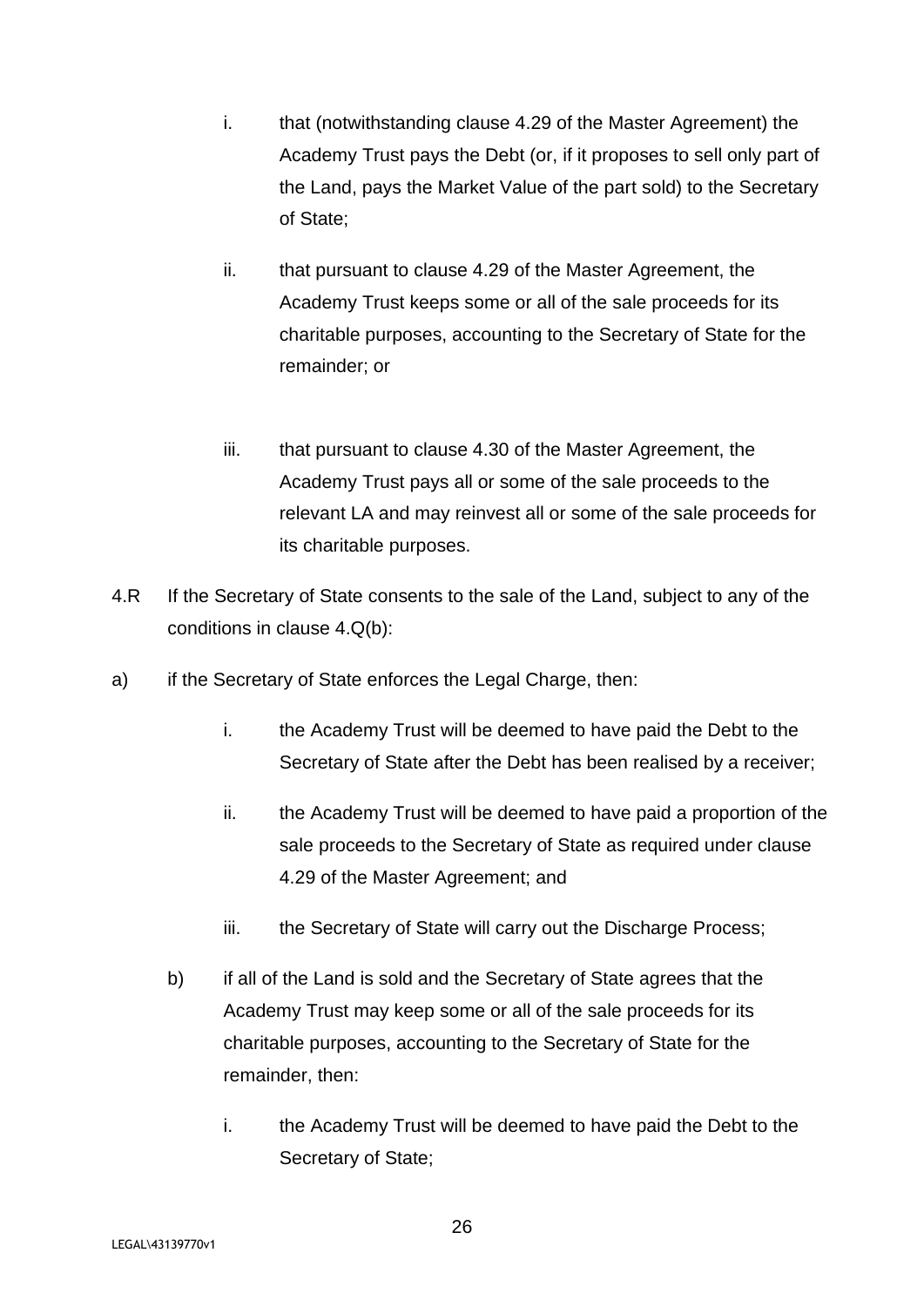i. that (notwithstanding clause 4.29 of the Master Agreement) the Academy Trust pays the Debt (or, if it proposes to sell only part of the Land, pays the Market Value of the part sold) to the Secretary of State;

ii. that pursuant to clause 4.29 of the Master Agreement, the Academy Trust keeps some or all of the sale proceeds for its charitable purposes, accounting to the Secretary of State for the remainder; or

iii. that pursuant to clause 4.30 of the Master Agreement, the Academy Trust pays all or some of the sale proceeds to the relevant LA and may reinvest all or some of the sale proceeds for its charitable purposes.

4.R If the Secretary of State consents to the sale of the Land, subject to any of the conditions in clause 4.Q(b):

a) if the Secretary of State enforces the Legal Charge, then:

   i. the Academy Trust will be deemed to have paid the Debt to the Secretary of State after the Debt has been realised by a receiver;

   ii. the Academy Trust will be deemed to have paid a proportion of the sale proceeds to the Secretary of State as required under clause 4.29 of the Master Agreement; and

   iii. the Secretary of State will carry out the Discharge Process;

b) if all of the Land is sold and the Secretary of State agrees that the Academy Trust may keep some or all of the sale proceeds for its charitable purposes, accounting to the Secretary of State for the remainder, then:

   i. the Academy Trust will be deemed to have paid the Debt to the Secretary of State;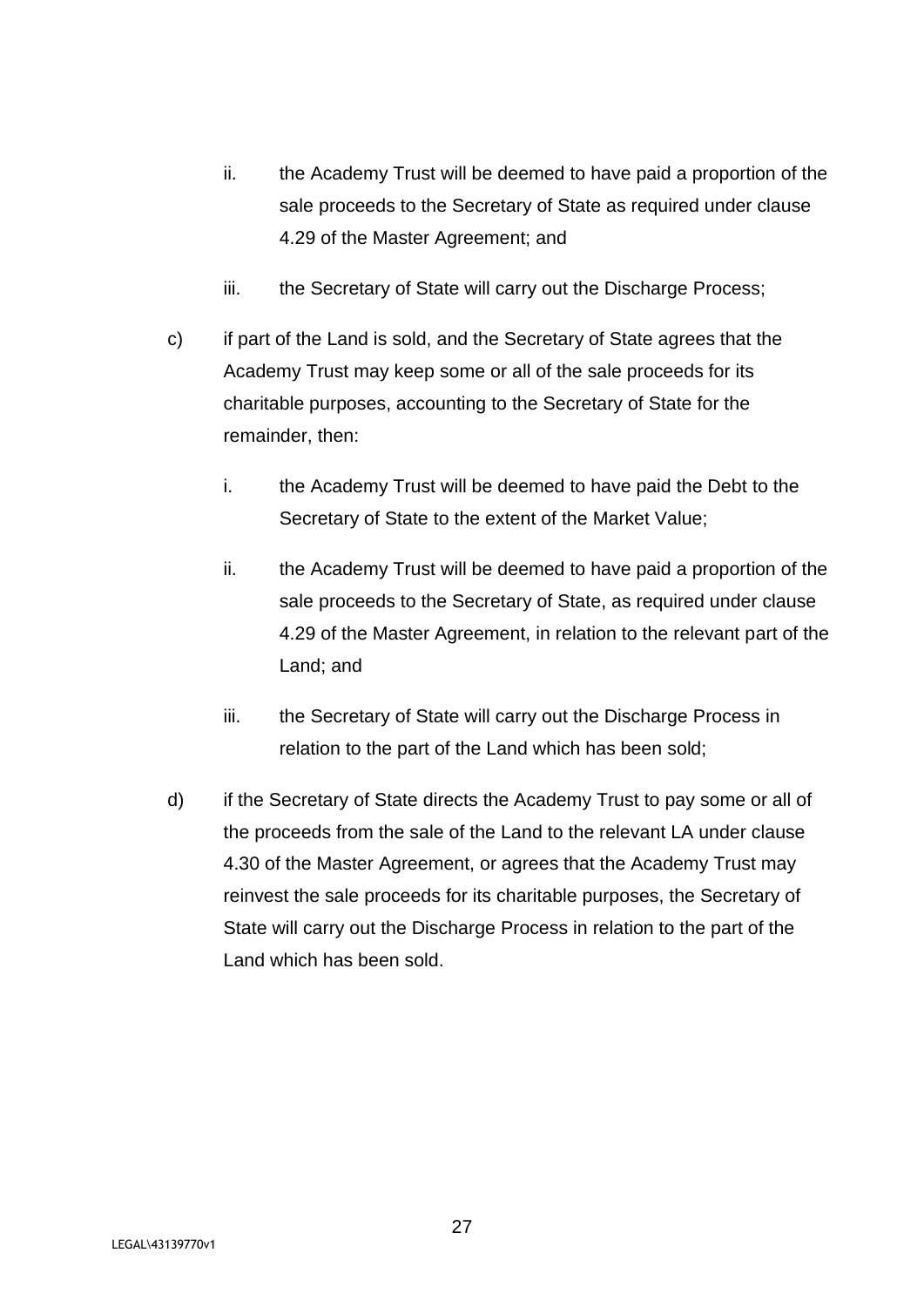ii. the Academy Trust will be deemed to have paid a proportion of the sale proceeds to the Secretary of State as required under clause 4.29 of the Master Agreement; and

iii. the Secretary of State will carry out the Discharge Process;

c) if part of the Land is sold, and the Secretary of State agrees that the Academy Trust may keep some or all of the sale proceeds for its charitable purposes, accounting to the Secretary of State for the remainder, then:

   i. the Academy Trust will be deemed to have paid the Debt to the Secretary of State to the extent of the Market Value;

   ii. the Academy Trust will be deemed to have paid a proportion of the sale proceeds to the Secretary of State, as required under clause 4.29 of the Master Agreement, in relation to the relevant part of the Land; and

   iii. the Secretary of State will carry out the Discharge Process in relation to the part of the Land which has been sold;

d) if the Secretary of State directs the Academy Trust to pay some or all of the proceeds from the sale of the Land to the relevant LA under clause 4.30 of the Master Agreement, or agrees that the Academy Trust may reinvest the sale proceeds for its charitable purposes, the Secretary of State will carry out the Discharge Process in relation to the part of the Land which has been sold.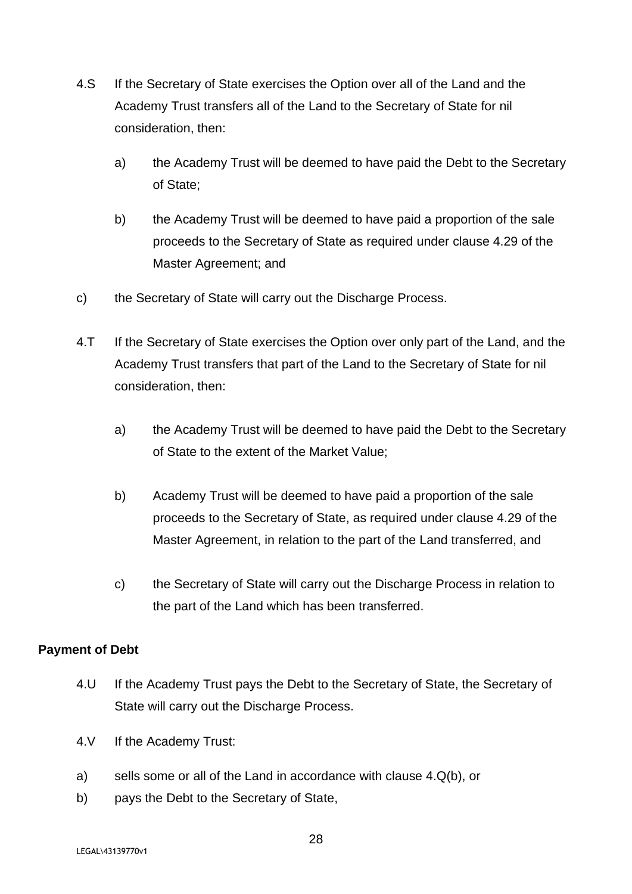4.S If the Secretary of State exercises the Option over all of the Land and the Academy Trust transfers all of the Land to the Secretary of State for nil consideration, then:

  a) the Academy Trust will be deemed to have paid the Debt to the Secretary of State;

  b) the Academy Trust will be deemed to have paid a proportion of the sale proceeds to the Secretary of State as required under clause 4.29 of the Master Agreement; and

c) the Secretary of State will carry out the Discharge Process.

4.T If the Secretary of State exercises the Option over only part of the Land, and the Academy Trust transfers that part of the Land to the Secretary of State for nil consideration, then:

  a) the Academy Trust will be deemed to have paid the Debt to the Secretary of State to the extent of the Market Value;

  b) Academy Trust will be deemed to have paid a proportion of the sale proceeds to the Secretary of State, as required under clause 4.29 of the Master Agreement, in relation to the part of the Land transferred, and

  c) the Secretary of State will carry out the Discharge Process in relation to the part of the Land which has been transferred.

**Payment of Debt**

4.U If the Academy Trust pays the Debt to the Secretary of State, the Secretary of State will carry out the Discharge Process.

4.V If the Academy Trust:

a) sells some or all of the Land in accordance with clause 4.Q(b), or

b) pays the Debt to the Secretary of State,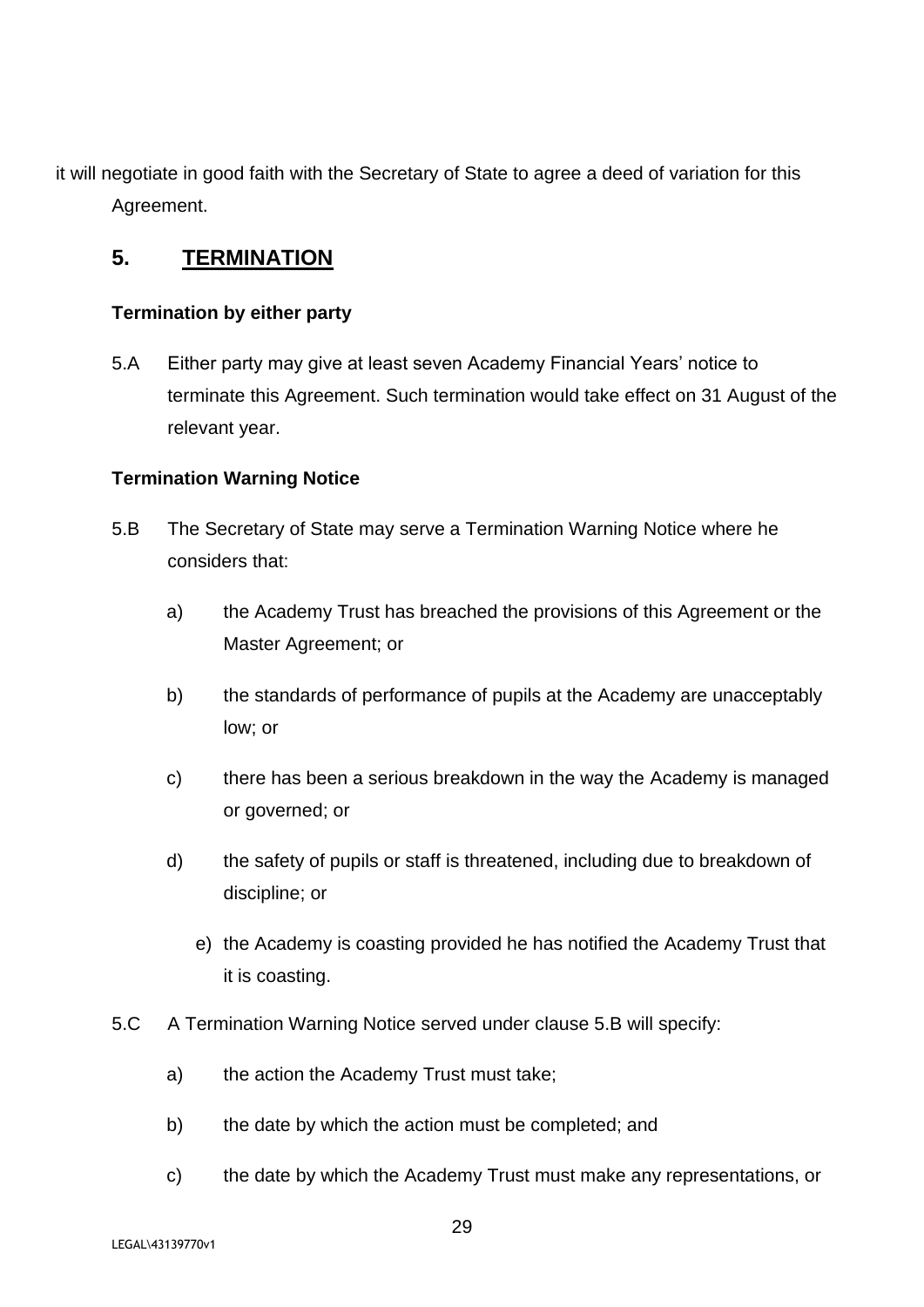it will negotiate in good faith with the Secretary of State to agree a deed of variation for this Agreement.

## 5. TERMINATION

**Termination by either party**

5.A Either party may give at least seven Academy Financial Years' notice to terminate this Agreement. Such termination would take effect on 31 August of the relevant year.

**Termination Warning Notice**

5.B The Secretary of State may serve a Termination Warning Notice where he considers that:

a) the Academy Trust has breached the provisions of this Agreement or the Master Agreement; or

b) the standards of performance of pupils at the Academy are unacceptably low; or

c) there has been a serious breakdown in the way the Academy is managed or governed; or

d) the safety of pupils or staff is threatened, including due to breakdown of discipline; or

e) the Academy is coasting provided he has notified the Academy Trust that it is coasting.

5.C A Termination Warning Notice served under clause 5.B will specify:

a) the action the Academy Trust must take;

b) the date by which the action must be completed; and

c) the date by which the Academy Trust must make any representations, or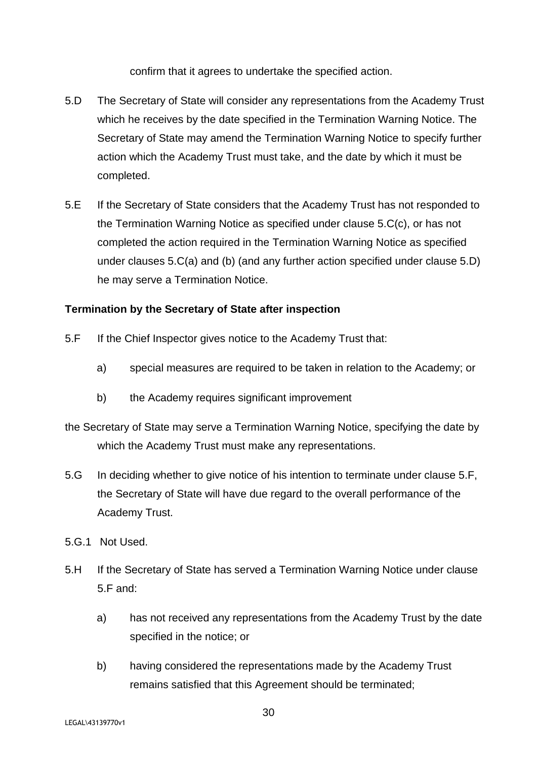confirm that it agrees to undertake the specified action.

5.D The Secretary of State will consider any representations from the Academy Trust which he receives by the date specified in the Termination Warning Notice. The Secretary of State may amend the Termination Warning Notice to specify further action which the Academy Trust must take, and the date by which it must be completed.

5.E If the Secretary of State considers that the Academy Trust has not responded to the Termination Warning Notice as specified under clause 5.C(c), or has not completed the action required in the Termination Warning Notice as specified under clauses 5.C(a) and (b) (and any further action specified under clause 5.D) he may serve a Termination Notice.

**Termination by the Secretary of State after inspection**

5.F If the Chief Inspector gives notice to the Academy Trust that:

a) special measures are required to be taken in relation to the Academy; or

b) the Academy requires significant improvement

the Secretary of State may serve a Termination Warning Notice, specifying the date by which the Academy Trust must make any representations.

5.G In deciding whether to give notice of his intention to terminate under clause 5.F, the Secretary of State will have due regard to the overall performance of the Academy Trust.

5.G.1 Not Used.

5.H If the Secretary of State has served a Termination Warning Notice under clause 5.F and:

a) has not received any representations from the Academy Trust by the date specified in the notice; or

b) having considered the representations made by the Academy Trust remains satisfied that this Agreement should be terminated;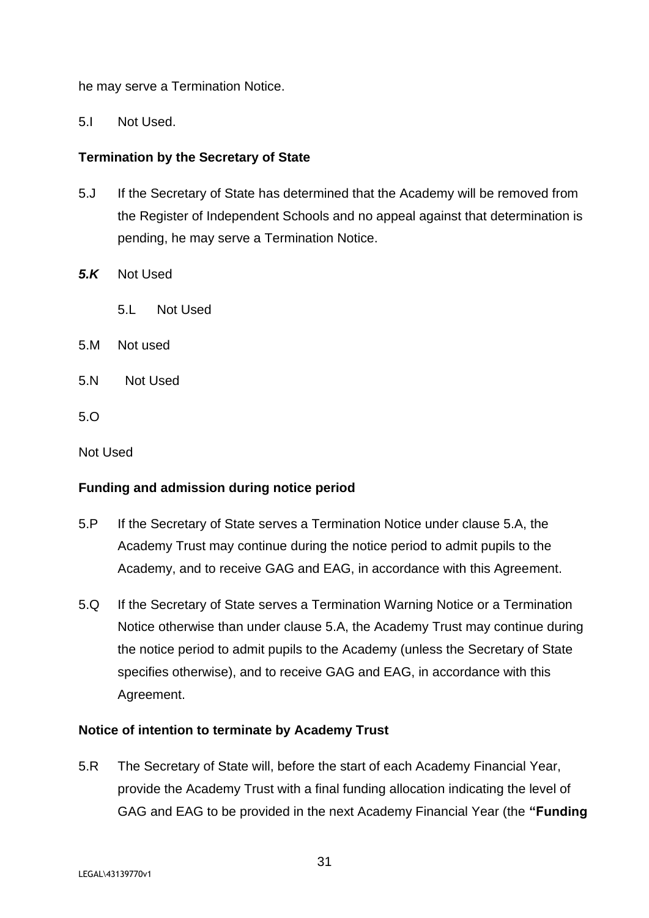he may serve a Termination Notice.

5.I Not Used.

**Termination by the Secretary of State**

5.J If the Secretary of State has determined that the Academy will be removed from the Register of Independent Schools and no appeal against that determination is pending, he may serve a Termination Notice.

***5.K*** Not Used

5.L Not Used

5.M Not used

5.N Not Used

5.O

Not Used

**Funding and admission during notice period**

5.P If the Secretary of State serves a Termination Notice under clause 5.A, the Academy Trust may continue during the notice period to admit pupils to the Academy, and to receive GAG and EAG, in accordance with this Agreement.

5.Q If the Secretary of State serves a Termination Warning Notice or a Termination Notice otherwise than under clause 5.A, the Academy Trust may continue during the notice period to admit pupils to the Academy (unless the Secretary of State specifies otherwise), and to receive GAG and EAG, in accordance with this Agreement.

**Notice of intention to terminate by Academy Trust**

5.R The Secretary of State will, before the start of each Academy Financial Year, provide the Academy Trust with a final funding allocation indicating the level of GAG and EAG to be provided in the next Academy Financial Year (the **"Funding**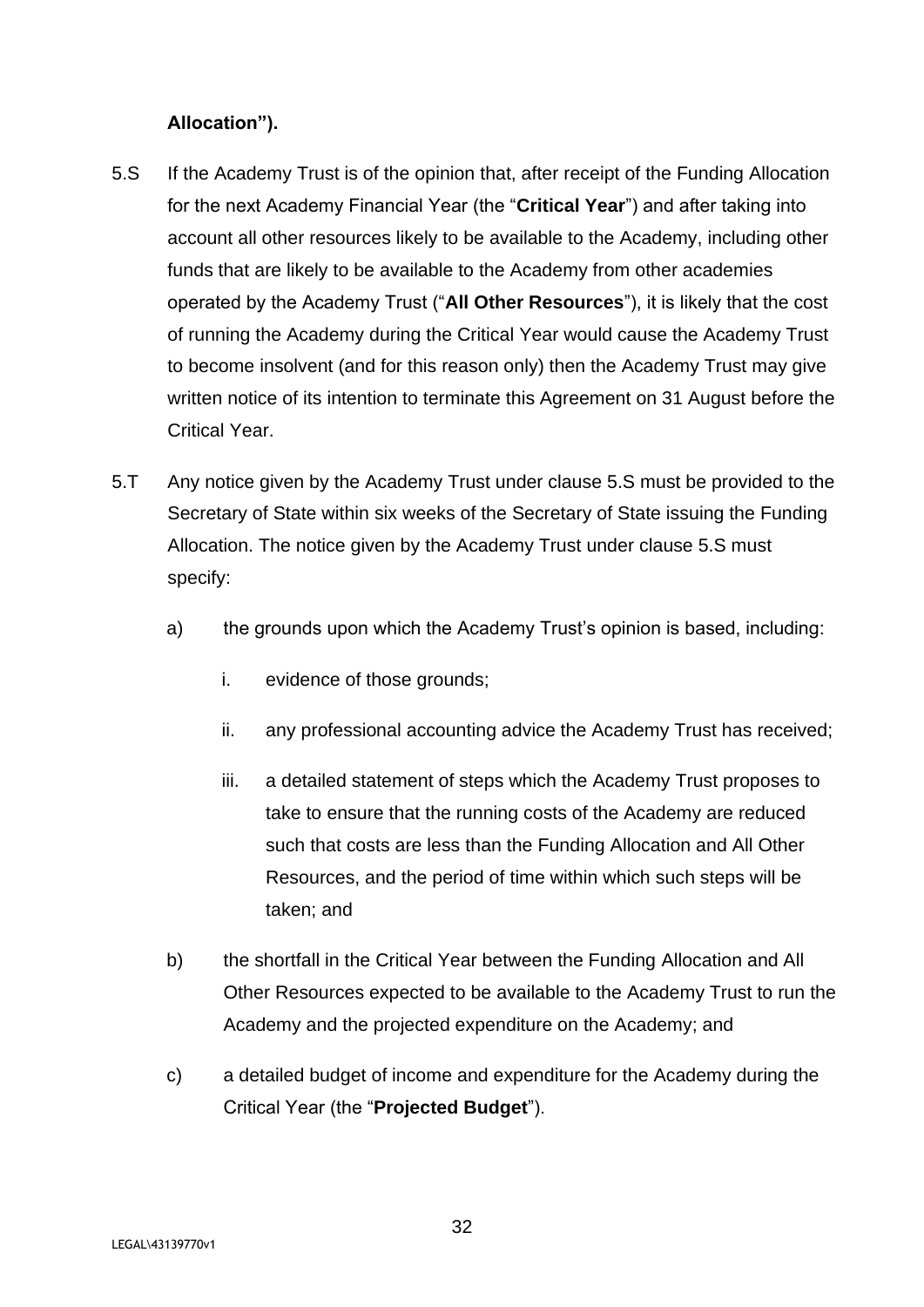**Allocation").**

5.S If the Academy Trust is of the opinion that, after receipt of the Funding Allocation for the next Academy Financial Year (the "**Critical Year**") and after taking into account all other resources likely to be available to the Academy, including other funds that are likely to be available to the Academy from other academies operated by the Academy Trust ("**All Other Resources**"), it is likely that the cost of running the Academy during the Critical Year would cause the Academy Trust to become insolvent (and for this reason only) then the Academy Trust may give written notice of its intention to terminate this Agreement on 31 August before the Critical Year.

5.T Any notice given by the Academy Trust under clause 5.S must be provided to the Secretary of State within six weeks of the Secretary of State issuing the Funding Allocation. The notice given by the Academy Trust under clause 5.S must specify:

a) the grounds upon which the Academy Trust's opinion is based, including:

   i. evidence of those grounds;

   ii. any professional accounting advice the Academy Trust has received;

   iii. a detailed statement of steps which the Academy Trust proposes to take to ensure that the running costs of the Academy are reduced such that costs are less than the Funding Allocation and All Other Resources, and the period of time within which such steps will be taken; and

b) the shortfall in the Critical Year between the Funding Allocation and All Other Resources expected to be available to the Academy Trust to run the Academy and the projected expenditure on the Academy; and

c) a detailed budget of income and expenditure for the Academy during the Critical Year (the "**Projected Budget**").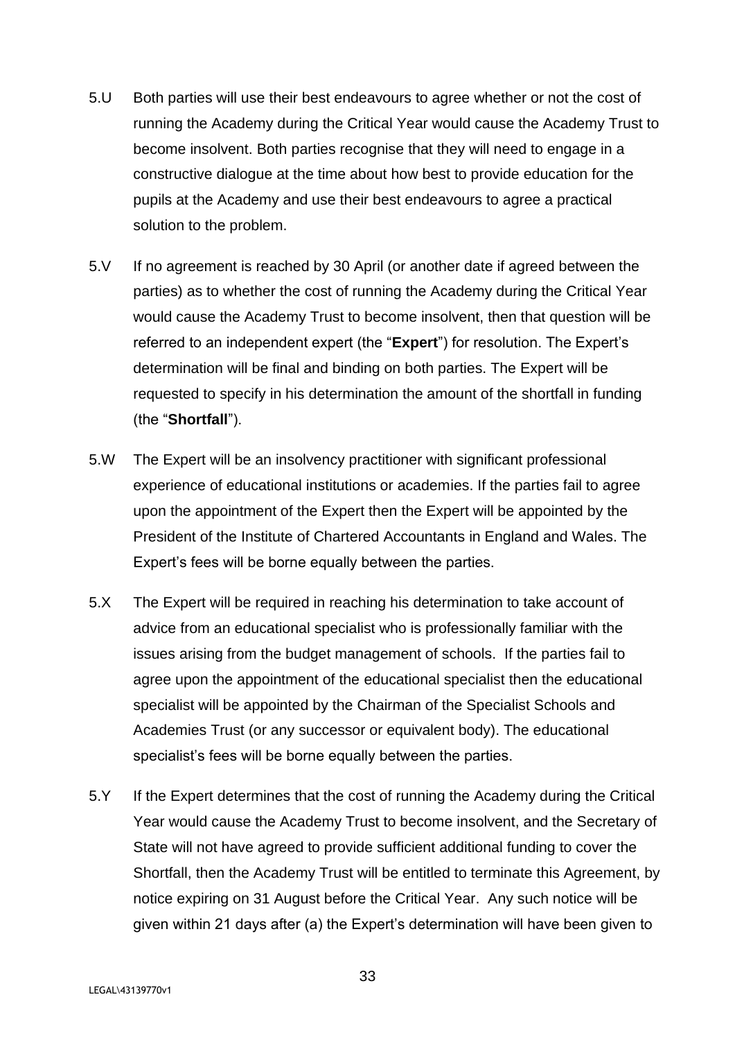5.U Both parties will use their best endeavours to agree whether or not the cost of running the Academy during the Critical Year would cause the Academy Trust to become insolvent. Both parties recognise that they will need to engage in a constructive dialogue at the time about how best to provide education for the pupils at the Academy and use their best endeavours to agree a practical solution to the problem.

5.V If no agreement is reached by 30 April (or another date if agreed between the parties) as to whether the cost of running the Academy during the Critical Year would cause the Academy Trust to become insolvent, then that question will be referred to an independent expert (the "**Expert**") for resolution. The Expert's determination will be final and binding on both parties. The Expert will be requested to specify in his determination the amount of the shortfall in funding (the "**Shortfall**").

5.W The Expert will be an insolvency practitioner with significant professional experience of educational institutions or academies. If the parties fail to agree upon the appointment of the Expert then the Expert will be appointed by the President of the Institute of Chartered Accountants in England and Wales. The Expert's fees will be borne equally between the parties.

5.X The Expert will be required in reaching his determination to take account of advice from an educational specialist who is professionally familiar with the issues arising from the budget management of schools. If the parties fail to agree upon the appointment of the educational specialist then the educational specialist will be appointed by the Chairman of the Specialist Schools and Academies Trust (or any successor or equivalent body). The educational specialist's fees will be borne equally between the parties.

5.Y If the Expert determines that the cost of running the Academy during the Critical Year would cause the Academy Trust to become insolvent, and the Secretary of State will not have agreed to provide sufficient additional funding to cover the Shortfall, then the Academy Trust will be entitled to terminate this Agreement, by notice expiring on 31 August before the Critical Year. Any such notice will be given within 21 days after (a) the Expert's determination will have been given to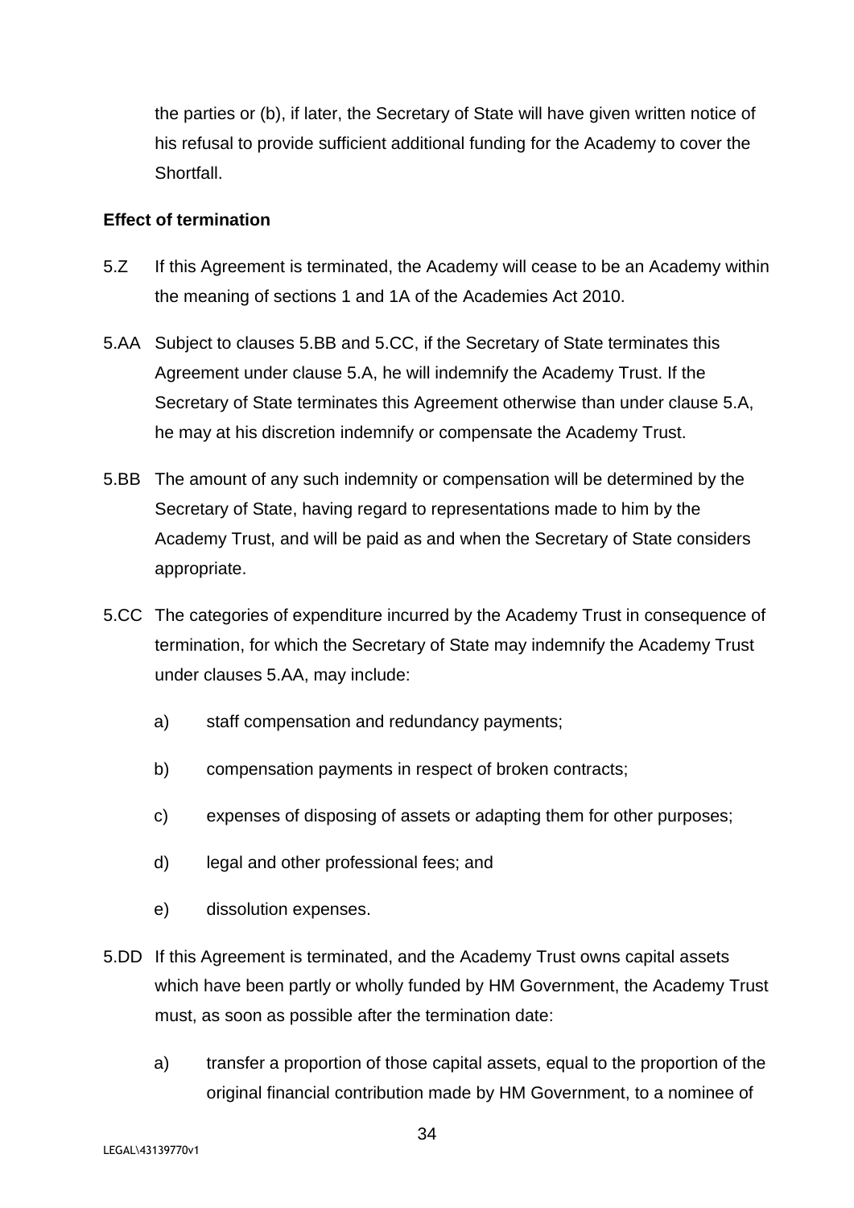the parties or (b), if later, the Secretary of State will have given written notice of his refusal to provide sufficient additional funding for the Academy to cover the Shortfall.

**Effect of termination**

5.Z If this Agreement is terminated, the Academy will cease to be an Academy within the meaning of sections 1 and 1A of the Academies Act 2010.

5.AA Subject to clauses 5.BB and 5.CC, if the Secretary of State terminates this Agreement under clause 5.A, he will indemnify the Academy Trust. If the Secretary of State terminates this Agreement otherwise than under clause 5.A, he may at his discretion indemnify or compensate the Academy Trust.

5.BB The amount of any such indemnity or compensation will be determined by the Secretary of State, having regard to representations made to him by the Academy Trust, and will be paid as and when the Secretary of State considers appropriate.

5.CC The categories of expenditure incurred by the Academy Trust in consequence of termination, for which the Secretary of State may indemnify the Academy Trust under clauses 5.AA, may include:

a) staff compensation and redundancy payments;

b) compensation payments in respect of broken contracts;

c) expenses of disposing of assets or adapting them for other purposes;

d) legal and other professional fees; and

e) dissolution expenses.

5.DD If this Agreement is terminated, and the Academy Trust owns capital assets which have been partly or wholly funded by HM Government, the Academy Trust must, as soon as possible after the termination date:

a) transfer a proportion of those capital assets, equal to the proportion of the original financial contribution made by HM Government, to a nominee of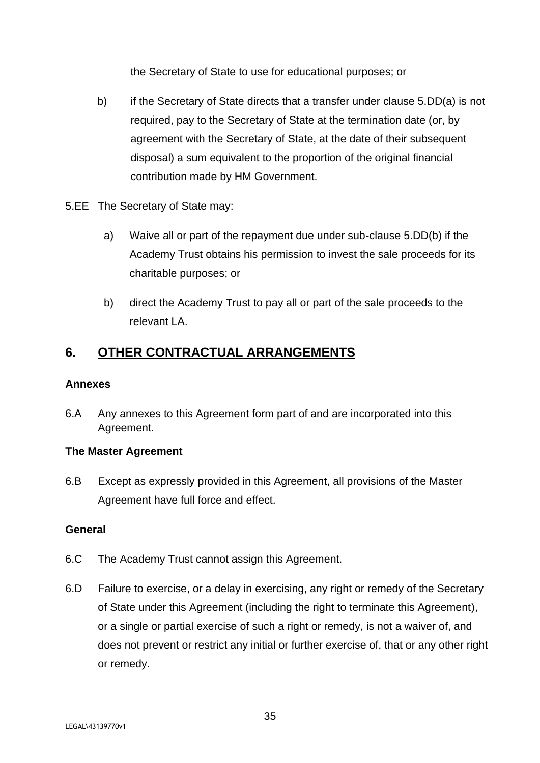the Secretary of State to use for educational purposes; or

b) if the Secretary of State directs that a transfer under clause 5.DD(a) is not required, pay to the Secretary of State at the termination date (or, by agreement with the Secretary of State, at the date of their subsequent disposal) a sum equivalent to the proportion of the original financial contribution made by HM Government.

5.EE The Secretary of State may:

a) Waive all or part of the repayment due under sub-clause 5.DD(b) if the Academy Trust obtains his permission to invest the sale proceeds for its charitable purposes; or

b) direct the Academy Trust to pay all or part of the sale proceeds to the relevant LA.

## 6. OTHER CONTRACTUAL ARRANGEMENTS

**Annexes**

6.A Any annexes to this Agreement form part of and are incorporated into this Agreement.

**The Master Agreement**

6.B Except as expressly provided in this Agreement, all provisions of the Master Agreement have full force and effect.

**General**

6.C The Academy Trust cannot assign this Agreement.

6.D Failure to exercise, or a delay in exercising, any right or remedy of the Secretary of State under this Agreement (including the right to terminate this Agreement), or a single or partial exercise of such a right or remedy, is not a waiver of, and does not prevent or restrict any initial or further exercise of, that or any other right or remedy.

LEGAL\43139770v1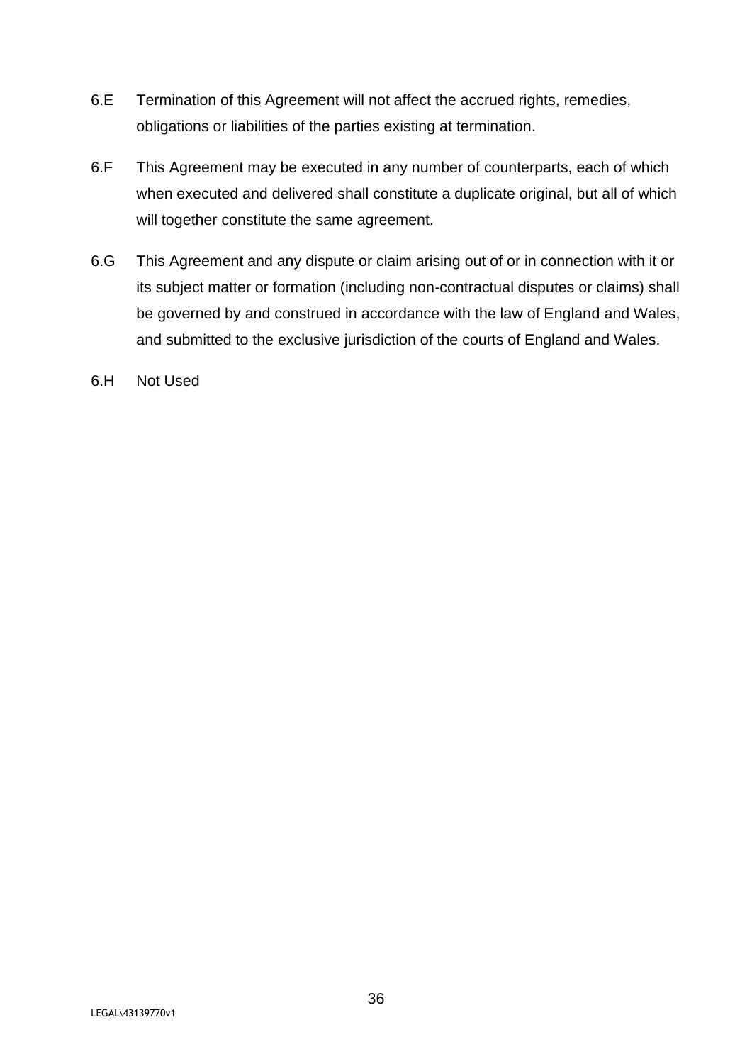6.E Termination of this Agreement will not affect the accrued rights, remedies, obligations or liabilities of the parties existing at termination.

6.F This Agreement may be executed in any number of counterparts, each of which when executed and delivered shall constitute a duplicate original, but all of which will together constitute the same agreement.

6.G This Agreement and any dispute or claim arising out of or in connection with it or its subject matter or formation (including non-contractual disputes or claims) shall be governed by and construed in accordance with the law of England and Wales, and submitted to the exclusive jurisdiction of the courts of England and Wales.

6.H Not Used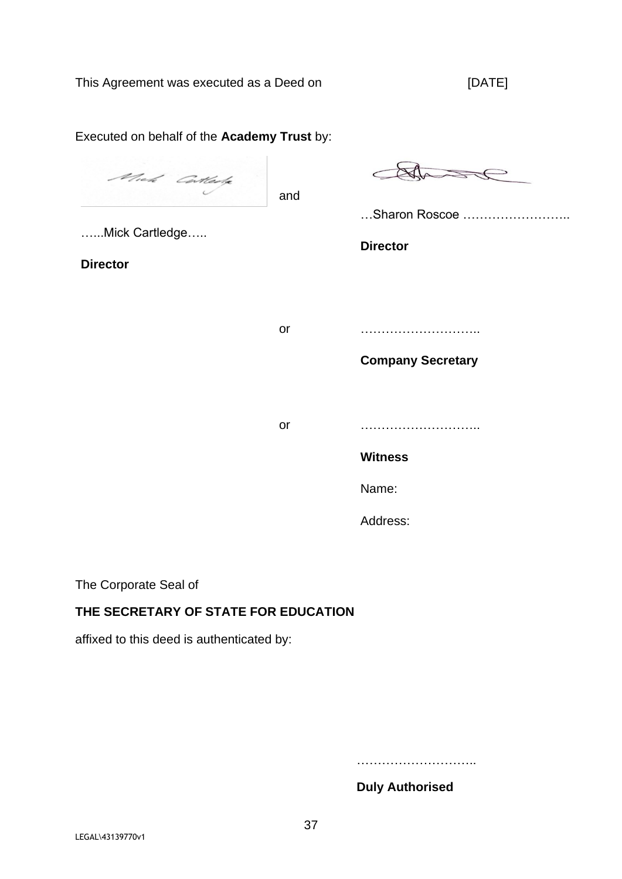This Agreement was executed as a Deed on [DATE]

Executed on behalf of the **Academy Trust** by:

…...Mick Cartledge…..

**Director**

and

…Sharon Roscoe ……………………..

**Director**

or

………………………..

**Company Secretary**

or

………………………..

**Witness**

Name:

Address:

The Corporate Seal of

**THE SECRETARY OF STATE FOR EDUCATION**

affixed to this deed is authenticated by:

………………………..

**Duly Authorised**

LEGAL\43139770v1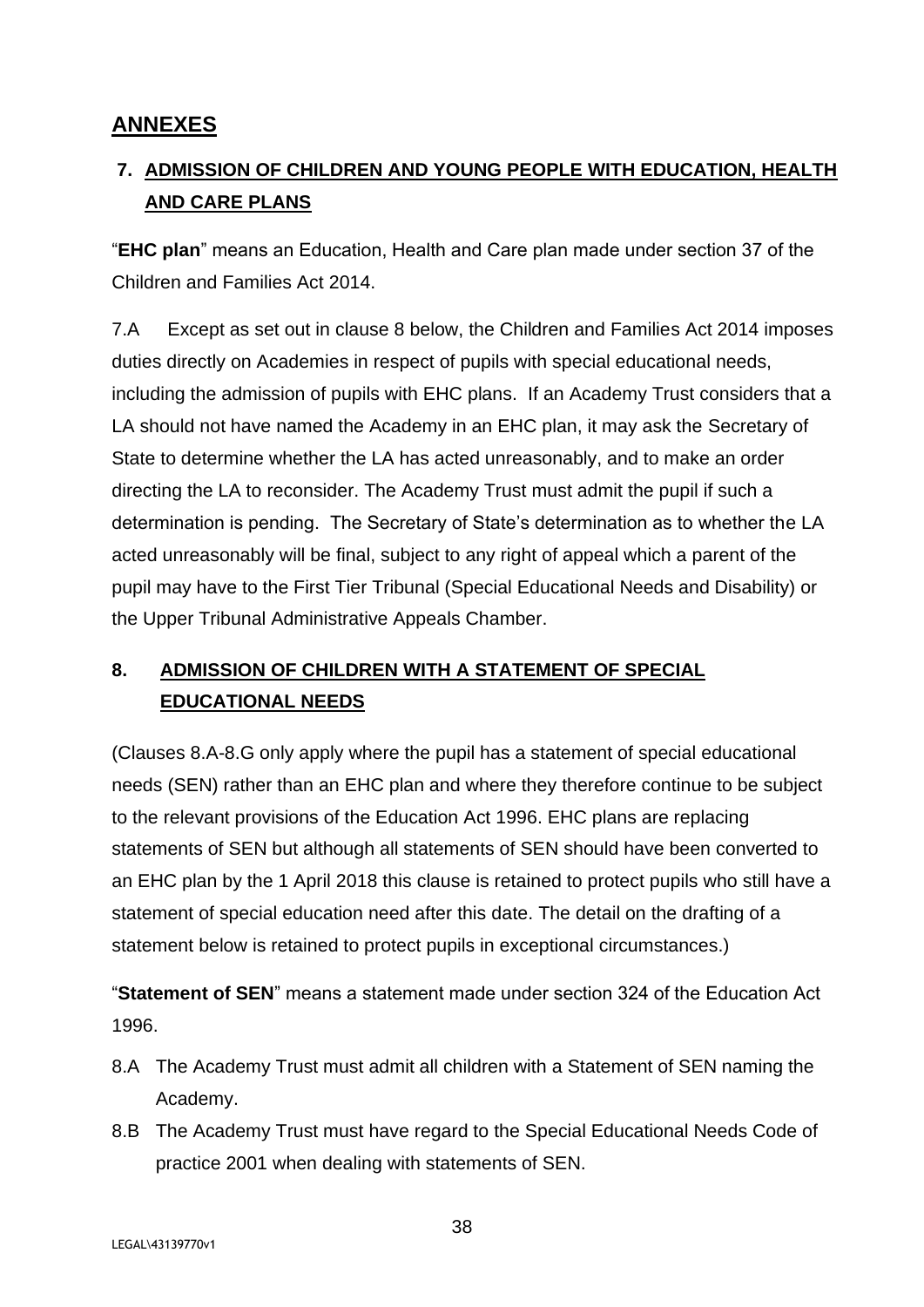## ANNEXES

### 7. ADMISSION OF CHILDREN AND YOUNG PEOPLE WITH EDUCATION, HEALTH AND CARE PLANS

"**EHC plan**" means an Education, Health and Care plan made under section 37 of the Children and Families Act 2014.

7.A Except as set out in clause 8 below, the Children and Families Act 2014 imposes duties directly on Academies in respect of pupils with special educational needs, including the admission of pupils with EHC plans. If an Academy Trust considers that a LA should not have named the Academy in an EHC plan, it may ask the Secretary of State to determine whether the LA has acted unreasonably, and to make an order directing the LA to reconsider. The Academy Trust must admit the pupil if such a determination is pending. The Secretary of State's determination as to whether the LA acted unreasonably will be final, subject to any right of appeal which a parent of the pupil may have to the First Tier Tribunal (Special Educational Needs and Disability) or the Upper Tribunal Administrative Appeals Chamber.

### 8. ADMISSION OF CHILDREN WITH A STATEMENT OF SPECIAL EDUCATIONAL NEEDS

(Clauses 8.A-8.G only apply where the pupil has a statement of special educational needs (SEN) rather than an EHC plan and where they therefore continue to be subject to the relevant provisions of the Education Act 1996. EHC plans are replacing statements of SEN but although all statements of SEN should have been converted to an EHC plan by the 1 April 2018 this clause is retained to protect pupils who still have a statement of special education need after this date. The detail on the drafting of a statement below is retained to protect pupils in exceptional circumstances.)

"**Statement of SEN**" means a statement made under section 324 of the Education Act 1996.

8.A The Academy Trust must admit all children with a Statement of SEN naming the Academy.

8.B The Academy Trust must have regard to the Special Educational Needs Code of practice 2001 when dealing with statements of SEN.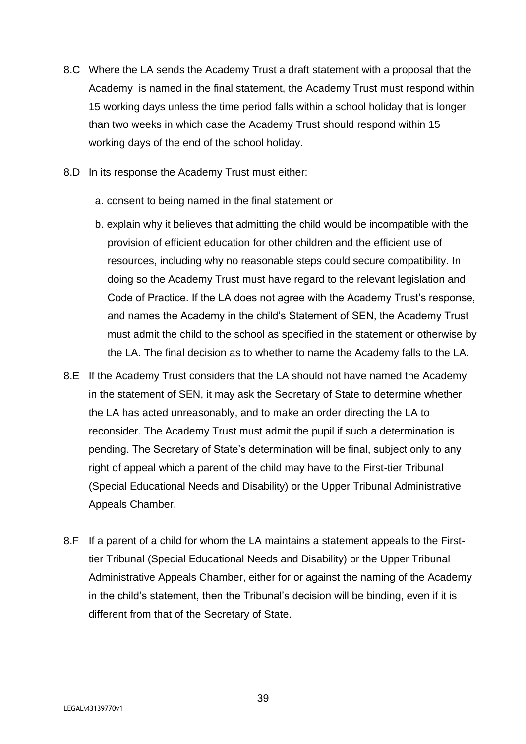8.C Where the LA sends the Academy Trust a draft statement with a proposal that the Academy is named in the final statement, the Academy Trust must respond within 15 working days unless the time period falls within a school holiday that is longer than two weeks in which case the Academy Trust should respond within 15 working days of the end of the school holiday.

8.D In its response the Academy Trust must either:

a. consent to being named in the final statement or

b. explain why it believes that admitting the child would be incompatible with the provision of efficient education for other children and the efficient use of resources, including why no reasonable steps could secure compatibility. In doing so the Academy Trust must have regard to the relevant legislation and Code of Practice. If the LA does not agree with the Academy Trust's response, and names the Academy in the child's Statement of SEN, the Academy Trust must admit the child to the school as specified in the statement or otherwise by the LA. The final decision as to whether to name the Academy falls to the LA.

8.E If the Academy Trust considers that the LA should not have named the Academy in the statement of SEN, it may ask the Secretary of State to determine whether the LA has acted unreasonably, and to make an order directing the LA to reconsider. The Academy Trust must admit the pupil if such a determination is pending. The Secretary of State's determination will be final, subject only to any right of appeal which a parent of the child may have to the First-tier Tribunal (Special Educational Needs and Disability) or the Upper Tribunal Administrative Appeals Chamber.

8.F If a parent of a child for whom the LA maintains a statement appeals to the First-tier Tribunal (Special Educational Needs and Disability) or the Upper Tribunal Administrative Appeals Chamber, either for or against the naming of the Academy in the child's statement, then the Tribunal's decision will be binding, even if it is different from that of the Secretary of State.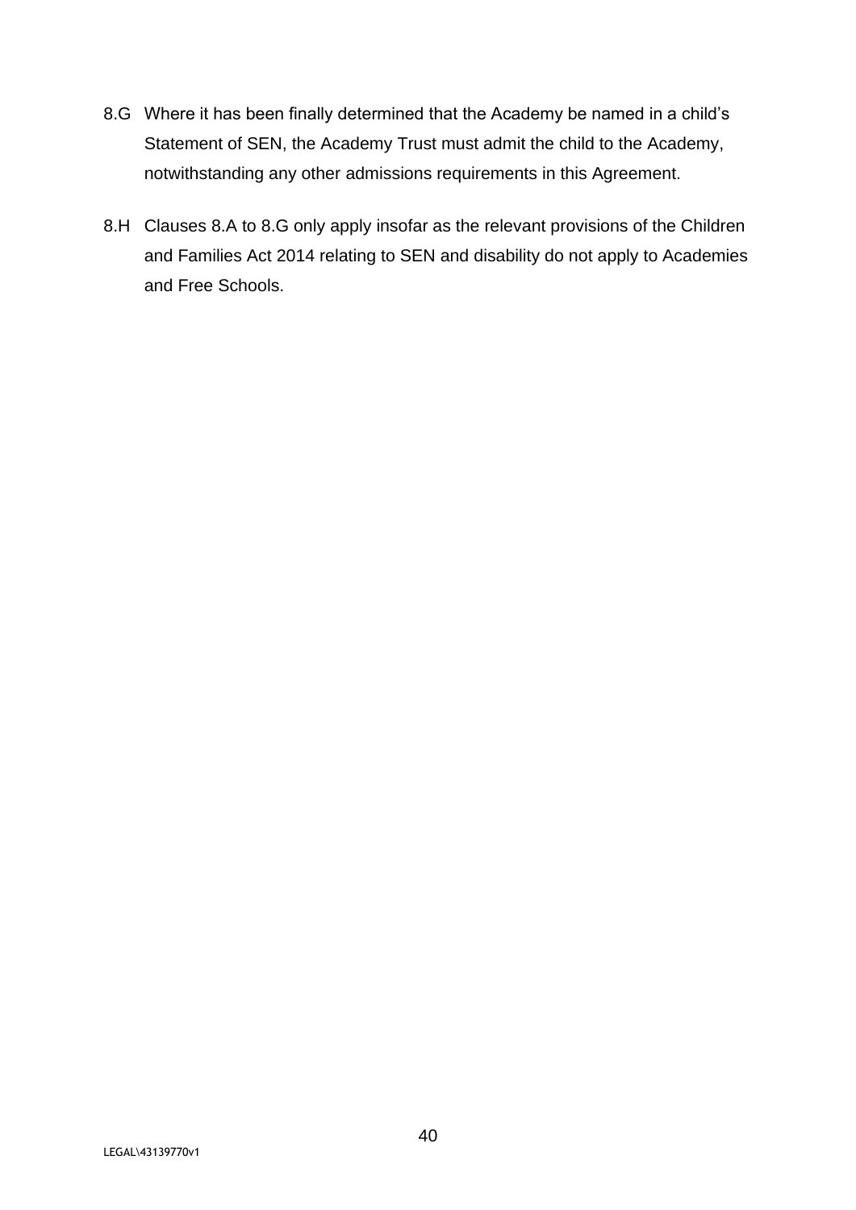8.G Where it has been finally determined that the Academy be named in a child's Statement of SEN, the Academy Trust must admit the child to the Academy, notwithstanding any other admissions requirements in this Agreement.

8.H Clauses 8.A to 8.G only apply insofar as the relevant provisions of the Children and Families Act 2014 relating to SEN and disability do not apply to Academies and Free Schools.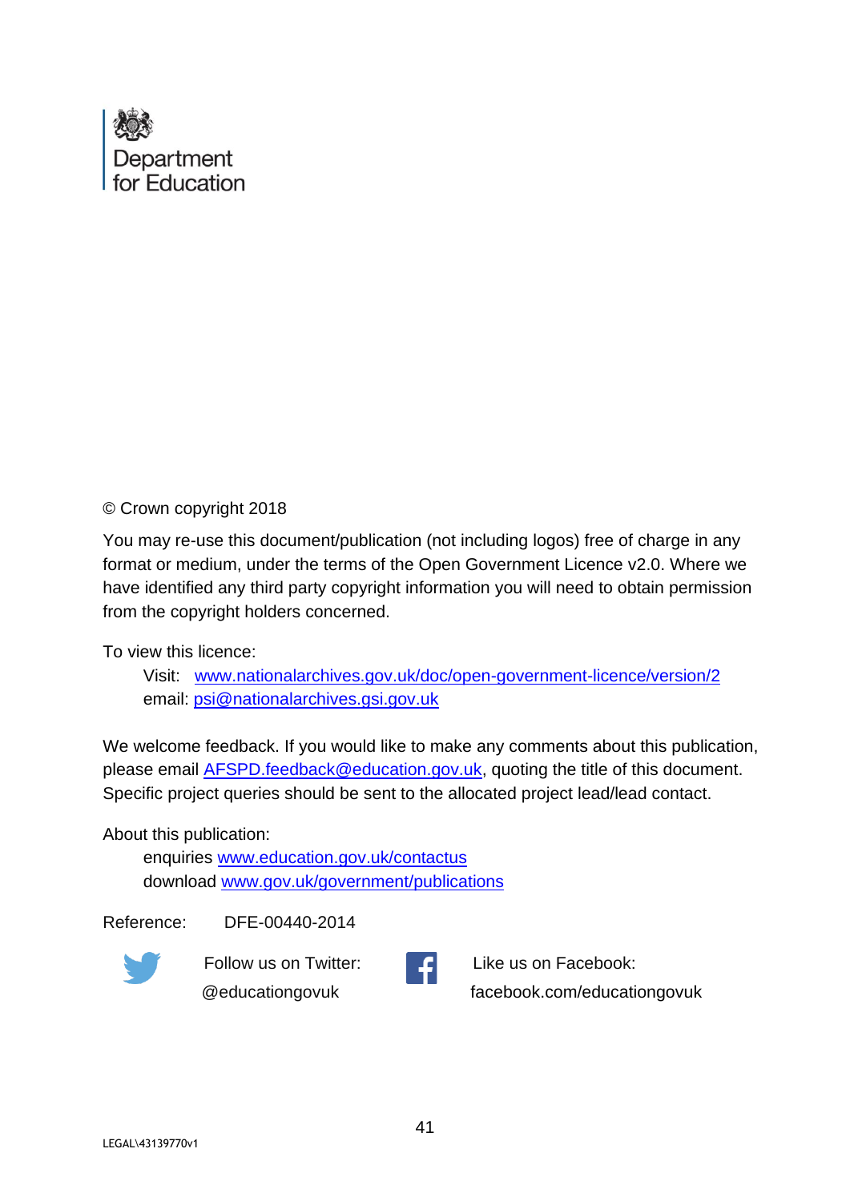Department for Education

© Crown copyright 2018

You may re-use this document/publication (not including logos) free of charge in any format or medium, under the terms of the Open Government Licence v2.0. Where we have identified any third party copyright information you will need to obtain permission from the copyright holders concerned.

To view this licence:

Visit: www.nationalarchives.gov.uk/doc/open-government-licence/version/2
email: psi@nationalarchives.gsi.gov.uk

We welcome feedback. If you would like to make any comments about this publication, please email AFSPD.feedback@education.gov.uk, quoting the title of this document. Specific project queries should be sent to the allocated project lead/lead contact.

About this publication:

enquiries www.education.gov.uk/contactus
download www.gov.uk/government/publications

Reference: DFE-00440-2014

Follow us on Twitter: @educationgovuk

Like us on Facebook: facebook.com/educationgovuk

LEGAL\43139770v1